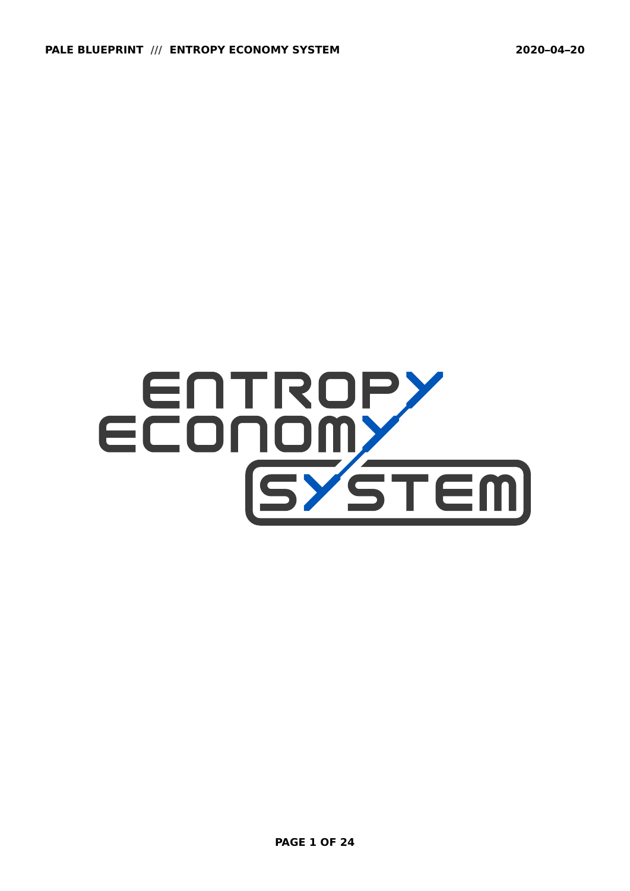# ENTROPY ECONOMY SYSTEM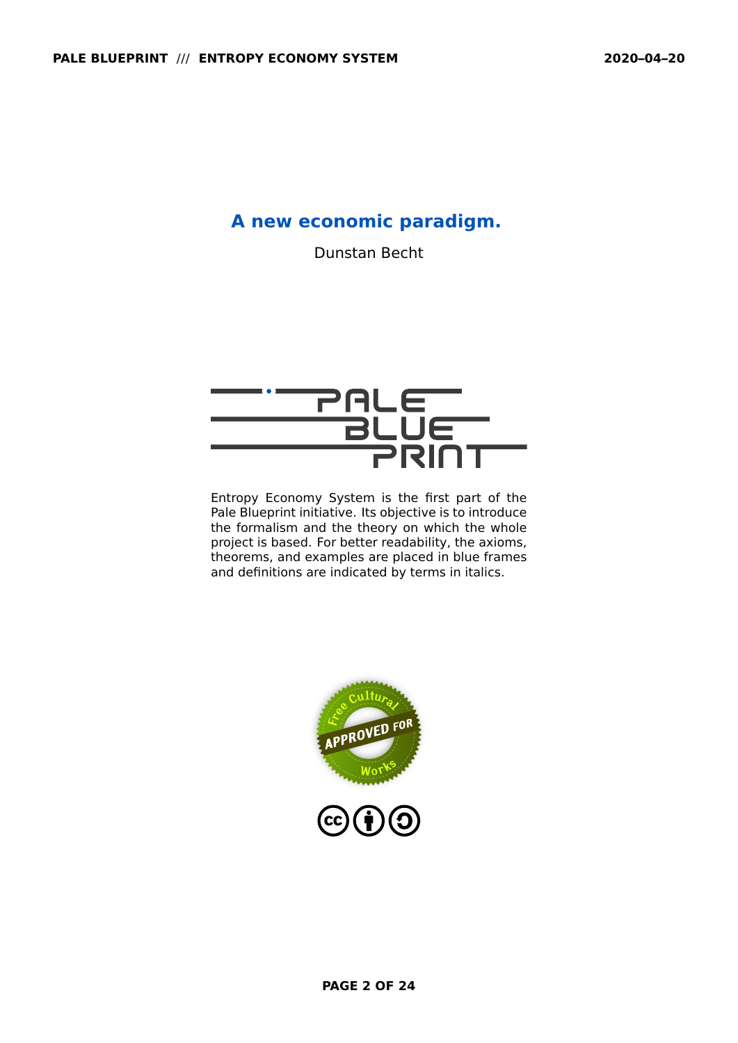# A new economic paradigm.

Dunstan Becht

Entropy Economy System is the first part of the Pale Blueprint initiative. Its objective is to introduce the formalism and the theory on which the whole project is based. For better readability, the axioms, theorems, and examples are placed in blue frames and definitions are indicated by terms in italics.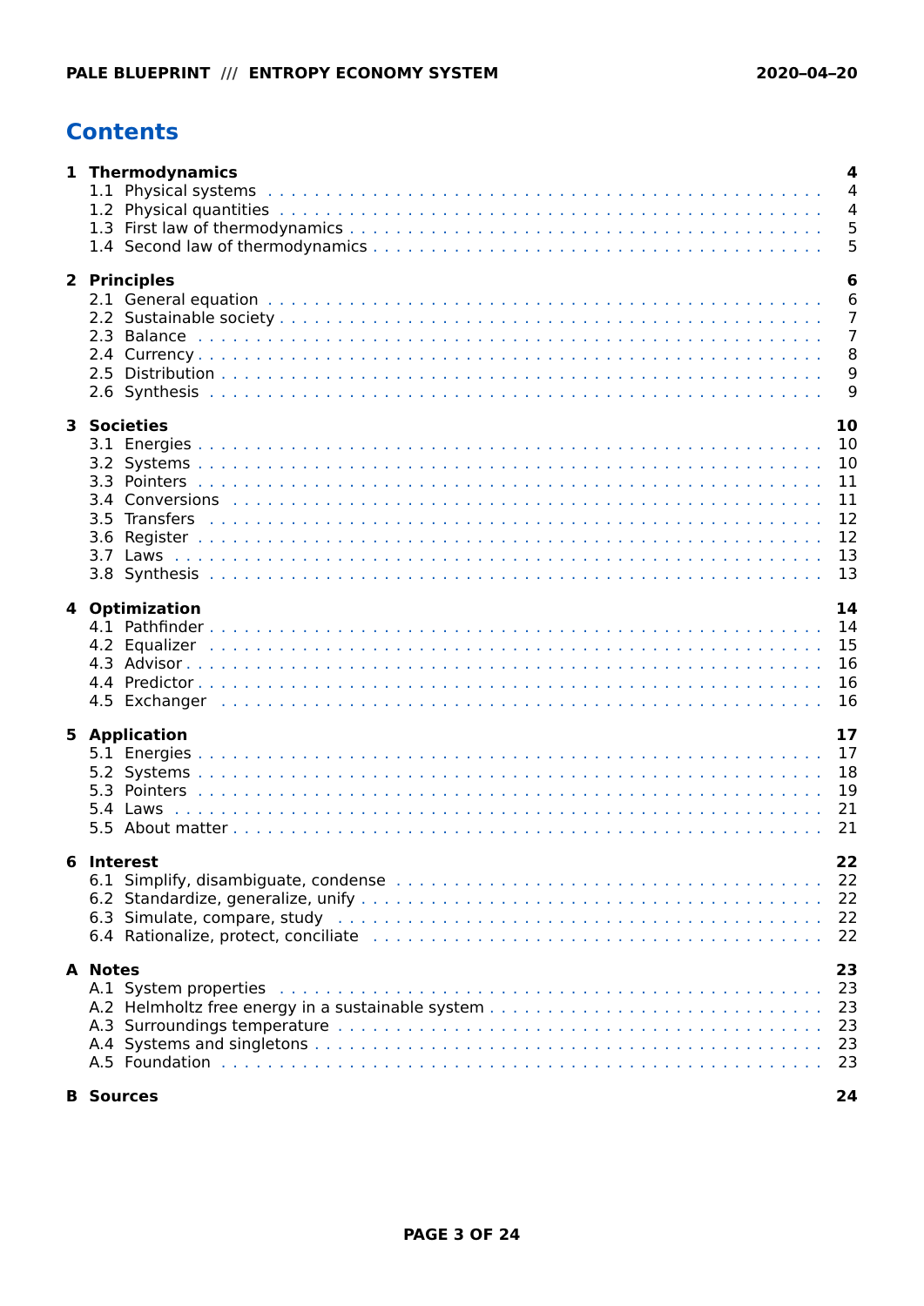# Contents

**1 Thermodynamics** **4**
- 1.1 Physical systems 4
- 1.2 Physical quantities 4
- 1.3 First law of thermodynamics 5
- 1.4 Second law of thermodynamics 5

**2 Principles** **6**
- 2.1 General equation 6
- 2.2 Sustainable society 7
- 2.3 Balance 7
- 2.4 Currency 8
- 2.5 Distribution 9
- 2.6 Synthesis 9

**3 Societies** **10**
- 3.1 Energies 10
- 3.2 Systems 10
- 3.3 Pointers 11
- 3.4 Conversions 11
- 3.5 Transfers 12
- 3.6 Register 12
- 3.7 Laws 13
- 3.8 Synthesis 13

**4 Optimization** **14**
- 4.1 Pathfinder 14
- 4.2 Equalizer 15
- 4.3 Advisor 16
- 4.4 Predictor 16
- 4.5 Exchanger 16

**5 Application** **17**
- 5.1 Energies 17
- 5.2 Systems 18
- 5.3 Pointers 19
- 5.4 Laws 21
- 5.5 About matter 21

**6 Interest** **22**
- 6.1 Simplify, disambiguate, condense 22
- 6.2 Standardize, generalize, unify 22
- 6.3 Simulate, compare, study 22
- 6.4 Rationalize, protect, conciliate 22

**A Notes** **23**
- A.1 System properties 23
- A.2 Helmholtz free energy in a sustainable system 23
- A.3 Surroundings temperature 23
- A.4 Systems and singletons 23
- A.5 Foundation 23

**B Sources** **24**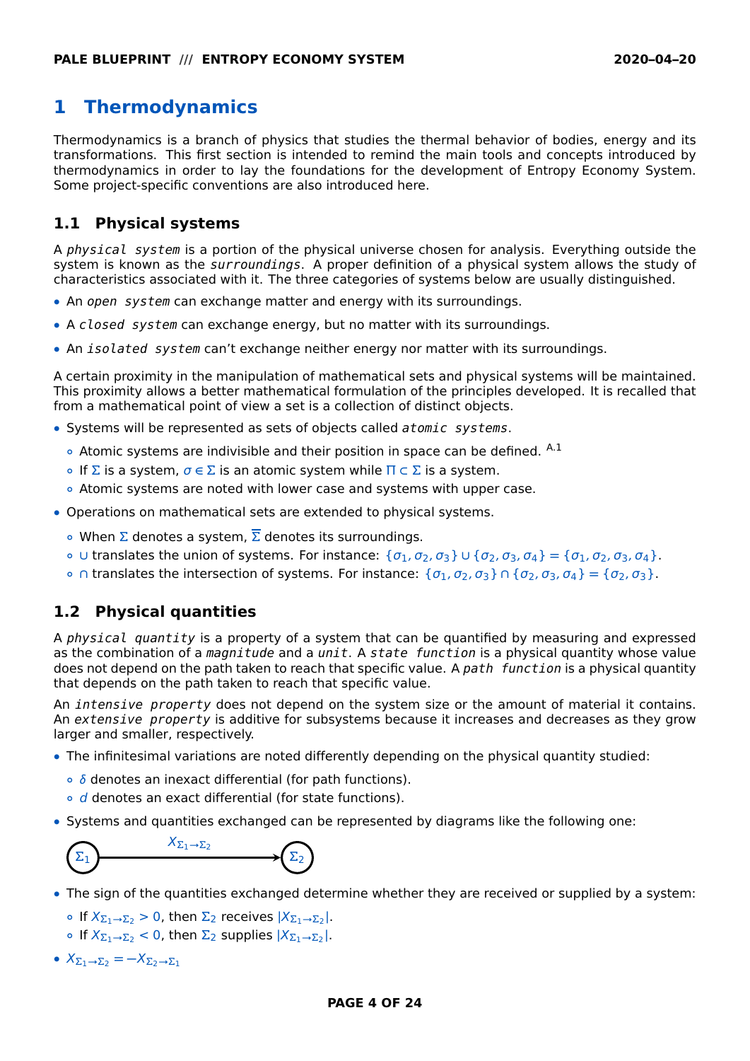# 1 Thermodynamics

Thermodynamics is a branch of physics that studies the thermal behavior of bodies, energy and its transformations. This first section is intended to remind the main tools and concepts introduced by thermodynamics in order to lay the foundations for the development of Entropy Economy System. Some project-specific conventions are also introduced here.

## 1.1 Physical systems

A *physical system* is a portion of the physical universe chosen for analysis. Everything outside the system is known as the *surroundings*. A proper definition of a physical system allows the study of characteristics associated with it. The three categories of systems below are usually distinguished.

- An *open system* can exchange matter and energy with its surroundings.
- A *closed system* can exchange energy, but no matter with its surroundings.
- An *isolated system* can't exchange neither energy nor matter with its surroundings.

A certain proximity in the manipulation of mathematical sets and physical systems will be maintained. This proximity allows a better mathematical formulation of the principles developed. It is recalled that from a mathematical point of view a set is a collection of distinct objects.

- Systems will be represented as sets of objects called *atomic systems*.
  - Atomic systems are indivisible and their position in space can be defined. [A.1]
  - If $\Sigma$ is a system, $\sigma \in \Sigma$ is an atomic system while $\Pi \subset \Sigma$ is a system.
  - Atomic systems are noted with lower case and systems with upper case.
- Operations on mathematical sets are extended to physical systems.
  - When $\Sigma$ denotes a system, $\overline{\Sigma}$ denotes its surroundings.
  - $\cup$ translates the union of systems. For instance: $\{\sigma_1, \sigma_2, \sigma_3\} \cup \{\sigma_2, \sigma_3, \sigma_4\} = \{\sigma_1, \sigma_2, \sigma_3, \sigma_4\}$.
  - $\cap$ translates the intersection of systems. For instance: $\{\sigma_1, \sigma_2, \sigma_3\} \cap \{\sigma_2, \sigma_3, \sigma_4\} = \{\sigma_2, \sigma_3\}$.

## 1.2 Physical quantities

A *physical quantity* is a property of a system that can be quantified by measuring and expressed as the combination of a *magnitude* and a *unit*. A *state function* is a physical quantity whose value does not depend on the path taken to reach that specific value. A *path function* is a physical quantity that depends on the path taken to reach that specific value.

An *intensive property* does not depend on the system size or the amount of material it contains. An *extensive property* is additive for subsystems because it increases and decreases as they grow larger and smaller, respectively.

- The infinitesimal variations are noted differently depending on the physical quantity studied:
  - $\delta$ denotes an inexact differential (for path functions).
  - $d$ denotes an exact differential (for state functions).
- Systems and quantities exchanged can be represented by diagrams like the following one:

$$\Sigma_1 \xrightarrow{X_{\Sigma_1 \to \Sigma_2}} \Sigma_2$$

- The sign of the quantities exchanged determine whether they are received or supplied by a system:
  - If $X_{\Sigma_1 \to \Sigma_2} > 0$, then $\Sigma_2$ receives $|X_{\Sigma_1 \to \Sigma_2}|$.
  - If $X_{\Sigma_1 \to \Sigma_2} < 0$, then $\Sigma_2$ supplies $|X_{\Sigma_1 \to \Sigma_2}|$.
- $X_{\Sigma_1 \to \Sigma_2} = -X_{\Sigma_2 \to \Sigma_1}$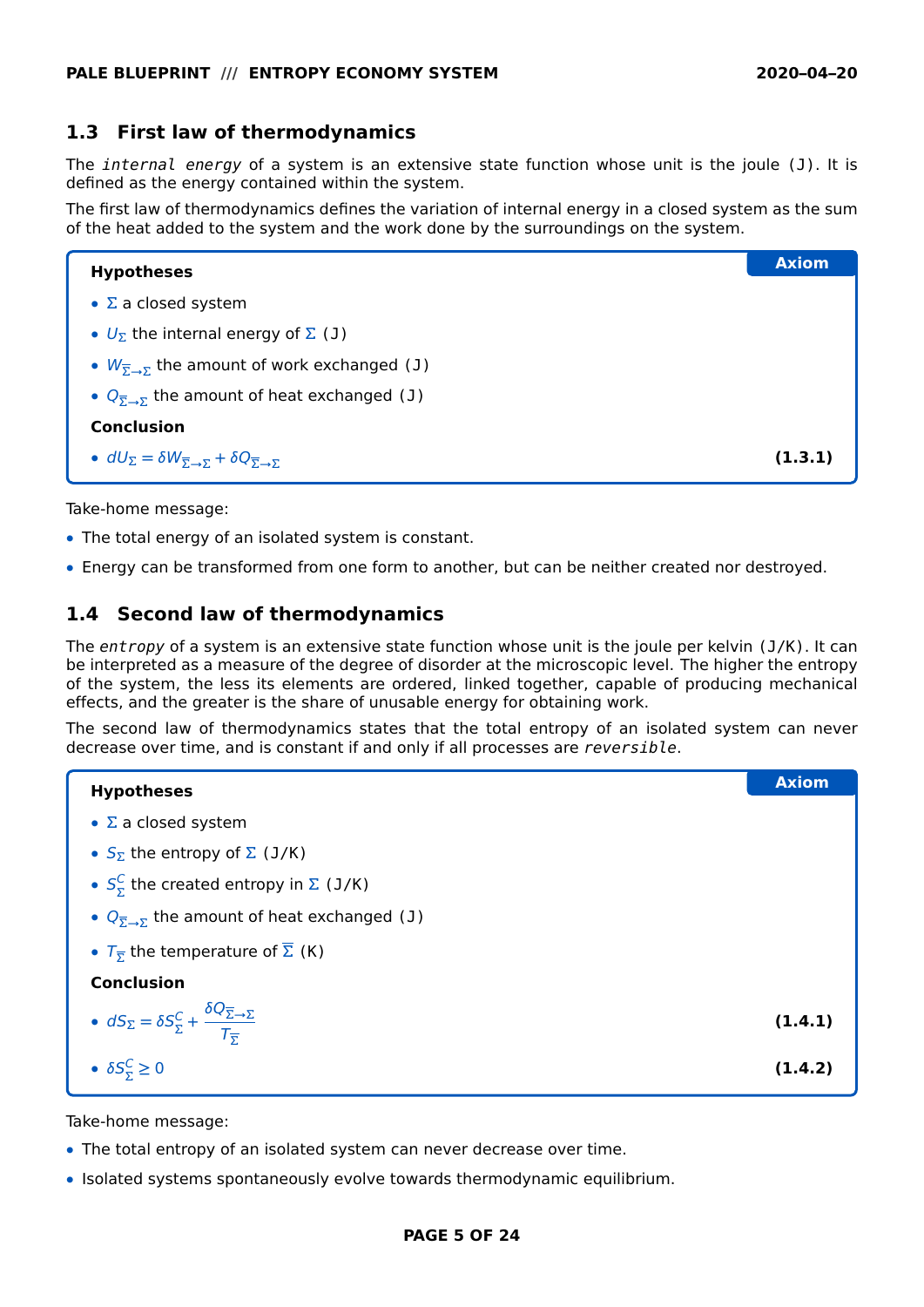## 1.3 First law of thermodynamics

The `internal energy` of a system is an extensive state function whose unit is the joule (J). It is defined as the energy contained within the system.

The first law of thermodynamics defines the variation of internal energy in a closed system as the sum of the heat added to the system and the work done by the surroundings on the system.

**Axiom**

**Hypotheses**

- $\Sigma$ a closed system
- $U_\Sigma$ the internal energy of $\Sigma$ (J)
- $W_{\overline{\Sigma}\to\Sigma}$ the amount of work exchanged (J)
- $Q_{\overline{\Sigma}\to\Sigma}$ the amount of heat exchanged (J)

**Conclusion**

- $dU_\Sigma = \delta W_{\overline{\Sigma}\to\Sigma} + \delta Q_{\overline{\Sigma}\to\Sigma}$ **(1.3.1)**

Take-home message:

- The total energy of an isolated system is constant.
- Energy can be transformed from one form to another, but can be neither created nor destroyed.

## 1.4 Second law of thermodynamics

The `entropy` of a system is an extensive state function whose unit is the joule per kelvin (J/K). It can be interpreted as a measure of the degree of disorder at the microscopic level. The higher the entropy of the system, the less its elements are ordered, linked together, capable of producing mechanical effects, and the greater is the share of unusable energy for obtaining work.

The second law of thermodynamics states that the total entropy of an isolated system can never decrease over time, and is constant if and only if all processes are `reversible`.

**Axiom**

**Hypotheses**

- $\Sigma$ a closed system
- $S_\Sigma$ the entropy of $\Sigma$ (J/K)
- $S^C_\Sigma$ the created entropy in $\Sigma$ (J/K)
- $Q_{\overline{\Sigma}\to\Sigma}$ the amount of heat exchanged (J)
- $T_{\overline{\Sigma}}$ the temperature of $\overline{\Sigma}$ (K)

**Conclusion**

- $dS_\Sigma = \delta S^C_\Sigma + \dfrac{\delta Q_{\overline{\Sigma}\to\Sigma}}{T_{\overline{\Sigma}}}$ **(1.4.1)**
- $\delta S^C_\Sigma \geq 0$ **(1.4.2)**

Take-home message:

- The total entropy of an isolated system can never decrease over time.
- Isolated systems spontaneously evolve towards thermodynamic equilibrium.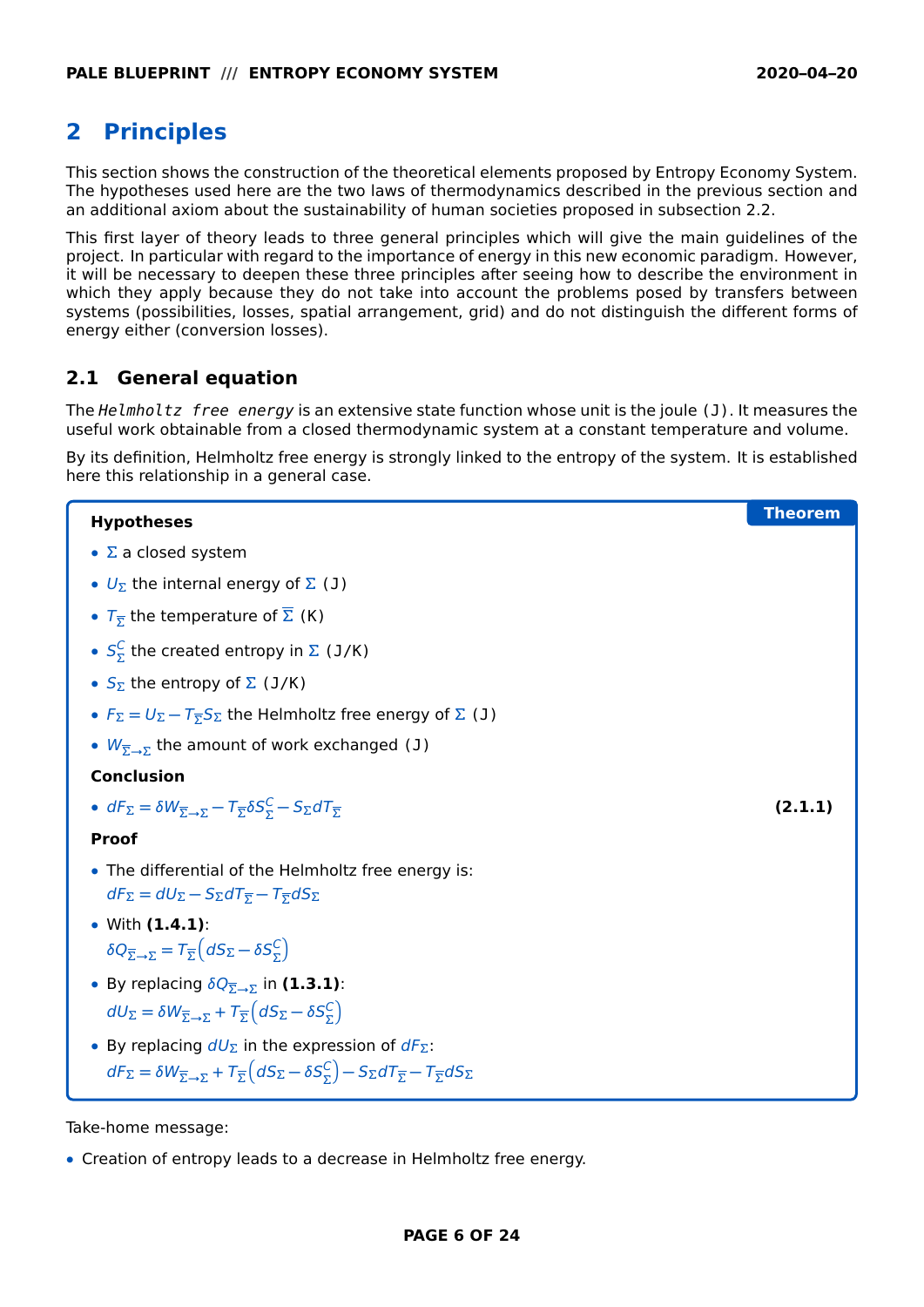## 2 Principles

This section shows the construction of the theoretical elements proposed by Entropy Economy System. The hypotheses used here are the two laws of thermodynamics described in the previous section and an additional axiom about the sustainability of human societies proposed in subsection 2.2.

This first layer of theory leads to three general principles which will give the main guidelines of the project. In particular with regard to the importance of energy in this new economic paradigm. However, it will be necessary to deepen these three principles after seeing how to describe the environment in which they apply because they do not take into account the problems posed by transfers between systems (possibilities, losses, spatial arrangement, grid) and do not distinguish the different forms of energy either (conversion losses).

### 2.1 General equation

The `Helmholtz free energy` is an extensive state function whose unit is the joule (J). It measures the useful work obtainable from a closed thermodynamic system at a constant temperature and volume.

By its definition, Helmholtz free energy is strongly linked to the entropy of the system. It is established here this relationship in a general case.

**Theorem**

**Hypotheses**

- $\Sigma$ a closed system
- $U_\Sigma$ the internal energy of $\Sigma$ (J)
- $T_{\overline{\Sigma}}$ the temperature of $\overline{\Sigma}$ (K)
- $S^C_\Sigma$ the created entropy in $\Sigma$ (J/K)
- $S_\Sigma$ the entropy of $\Sigma$ (J/K)
- $F_\Sigma = U_\Sigma - T_{\overline{\Sigma}} S_\Sigma$ the Helmholtz free energy of $\Sigma$ (J)
- $W_{\overline{\Sigma}\to\Sigma}$ the amount of work exchanged (J)

**Conclusion**

- $dF_\Sigma = \delta W_{\overline{\Sigma}\to\Sigma} - T_{\overline{\Sigma}} \delta S^C_\Sigma - S_\Sigma dT_{\overline{\Sigma}}$ **(2.1.1)**

**Proof**

- The differential of the Helmholtz free energy is:
  $dF_\Sigma = dU_\Sigma - S_\Sigma dT_{\overline{\Sigma}} - T_{\overline{\Sigma}} dS_\Sigma$
- With **(1.4.1)**:
  $\delta Q_{\overline{\Sigma}\to\Sigma} = T_{\overline{\Sigma}}\left(dS_\Sigma - \delta S^C_\Sigma\right)$
- By replacing $\delta Q_{\overline{\Sigma}\to\Sigma}$ in **(1.3.1)**:
  $dU_\Sigma = \delta W_{\overline{\Sigma}\to\Sigma} + T_{\overline{\Sigma}}\left(dS_\Sigma - \delta S^C_\Sigma\right)$
- By replacing $dU_\Sigma$ in the expression of $dF_\Sigma$:
  $dF_\Sigma = \delta W_{\overline{\Sigma}\to\Sigma} + T_{\overline{\Sigma}}\left(dS_\Sigma - \delta S^C_\Sigma\right) - S_\Sigma dT_{\overline{\Sigma}} - T_{\overline{\Sigma}} dS_\Sigma$

Take-home message:

- Creation of entropy leads to a decrease in Helmholtz free energy.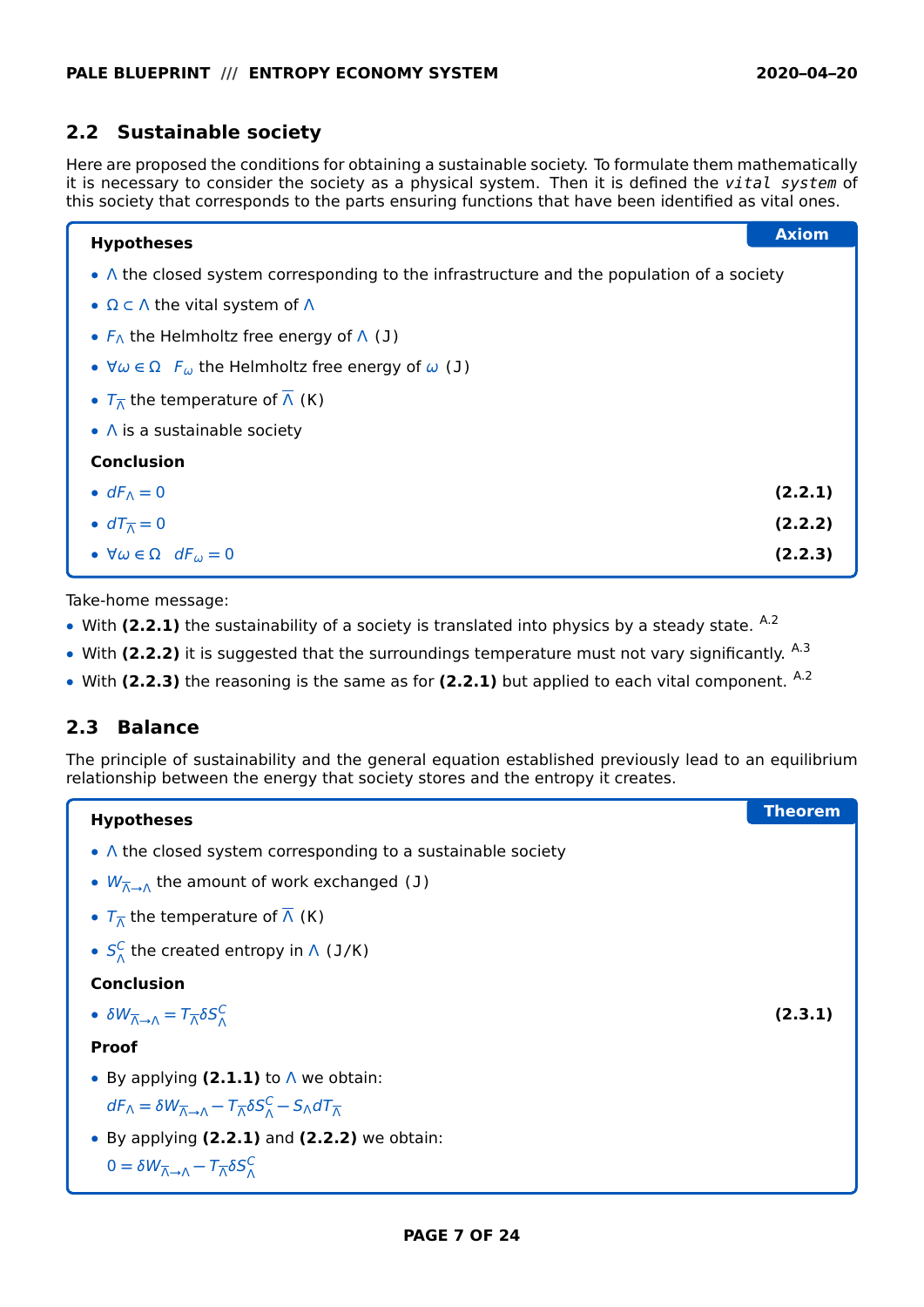## 2.2 Sustainable society

Here are proposed the conditions for obtaining a sustainable society. To formulate them mathematically it is necessary to consider the society as a physical system. Then it is defined the `vital system` of this society that corresponds to the parts ensuring functions that have been identified as vital ones.

**Axiom**

**Hypotheses**

- $\Lambda$ the closed system corresponding to the infrastructure and the population of a society
- $\Omega \subset \Lambda$ the vital system of $\Lambda$
- $F_\Lambda$ the Helmholtz free energy of $\Lambda$ (J)
- $\forall \omega \in \Omega \quad F_\omega$ the Helmholtz free energy of $\omega$ (J)
- $T_{\overline{\Lambda}}$ the temperature of $\overline{\Lambda}$ (K)
- $\Lambda$ is a sustainable society

**Conclusion**

- $dF_\Lambda = 0$ **(2.2.1)**
- $dT_{\overline{\Lambda}} = 0$ **(2.2.2)**
- $\forall \omega \in \Omega \quad dF_\omega = 0$ **(2.2.3)**

Take-home message:

- With **(2.2.1)** the sustainability of a society is translated into physics by a steady state. [A.2]
- With **(2.2.2)** it is suggested that the surroundings temperature must not vary significantly. [A.3]
- With **(2.2.3)** the reasoning is the same as for **(2.2.1)** but applied to each vital component. [A.2]

## 2.3 Balance

The principle of sustainability and the general equation established previously lead to an equilibrium relationship between the energy that society stores and the entropy it creates.

**Theorem**

**Hypotheses**

- $\Lambda$ the closed system corresponding to a sustainable society
- $W_{\overline{\Lambda}\to\Lambda}$ the amount of work exchanged (J)
- $T_{\overline{\Lambda}}$ the temperature of $\overline{\Lambda}$ (K)
- $S_\Lambda^C$ the created entropy in $\Lambda$ (J/K)

**Conclusion**

- $\delta W_{\overline{\Lambda}\to\Lambda} = T_{\overline{\Lambda}} \delta S_\Lambda^C$ **(2.3.1)**

**Proof**

- By applying **(2.1.1)** to $\Lambda$ we obtain:

  $dF_\Lambda = \delta W_{\overline{\Lambda}\to\Lambda} - T_{\overline{\Lambda}} \delta S_\Lambda^C - S_\Lambda dT_{\overline{\Lambda}}$
- By applying **(2.2.1)** and **(2.2.2)** we obtain:

  $0 = \delta W_{\overline{\Lambda}\to\Lambda} - T_{\overline{\Lambda}} \delta S_\Lambda^C$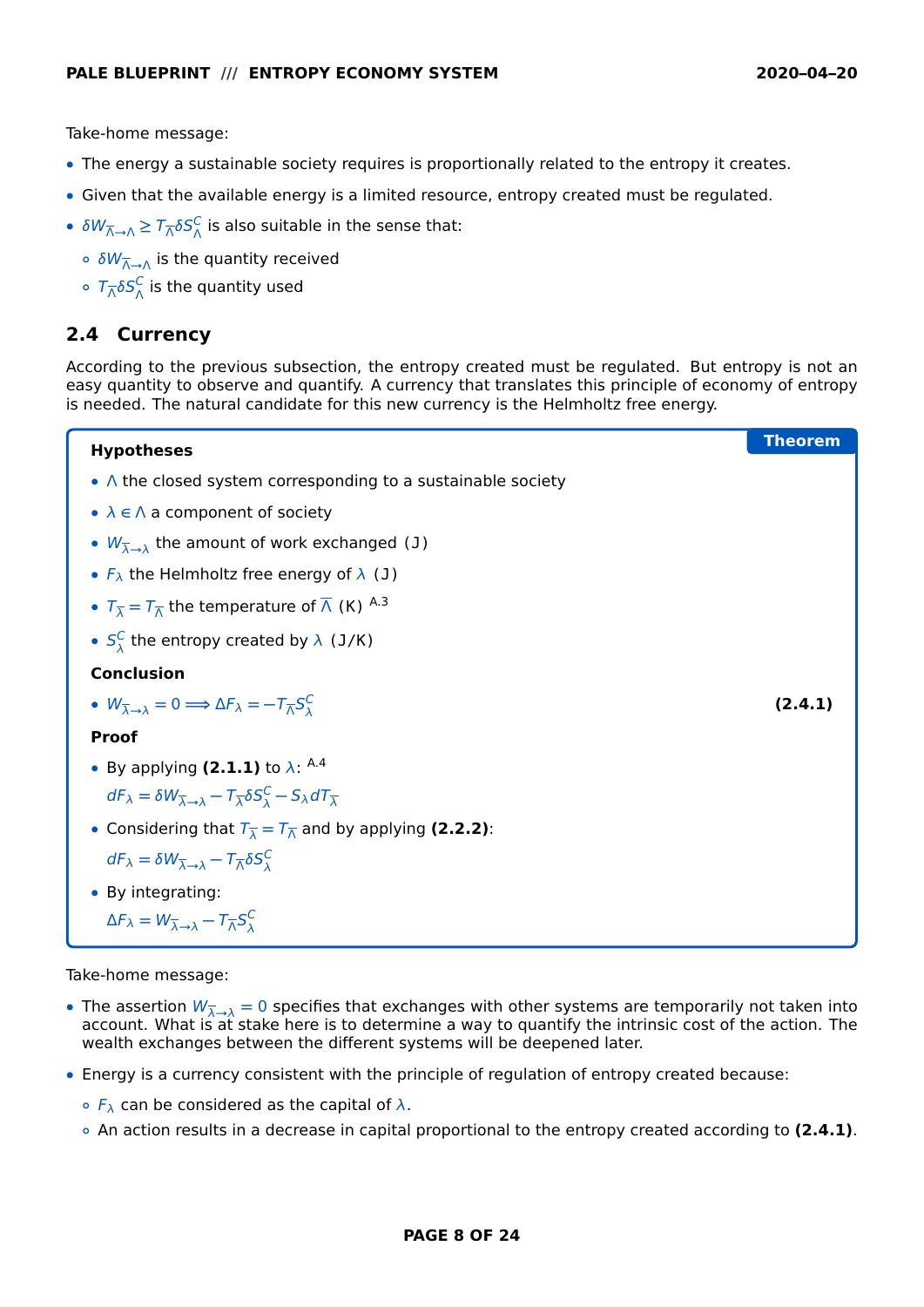Take-home message:

- The energy a sustainable society requires is proportionally related to the entropy it creates.
- Given that the available energy is a limited resource, entropy created must be regulated.
- $\delta W_{\overline{\Lambda}\to\Lambda} \geq T_{\overline{\Lambda}} \delta S^C_{\Lambda}$ is also suitable in the sense that:
  - $\delta W_{\overline{\Lambda}\to\Lambda}$ is the quantity received
  - $T_{\overline{\Lambda}} \delta S^C_{\Lambda}$ is the quantity used

## 2.4 Currency

According to the previous subsection, the entropy created must be regulated. But entropy is not an easy quantity to observe and quantify. A currency that translates this principle of economy of entropy is needed. The natural candidate for this new currency is the Helmholtz free energy.

**Theorem**

**Hypotheses**

- $\Lambda$ the closed system corresponding to a sustainable society
- $\lambda \in \Lambda$ a component of society
- $W_{\overline{\lambda}\to\lambda}$ the amount of work exchanged (J)
- $F_{\lambda}$ the Helmholtz free energy of $\lambda$ (J)
- $T_{\overline{\lambda}} = T_{\overline{\Lambda}}$ the temperature of $\overline{\Lambda}$ (K) [A.3]
- $S^C_{\lambda}$ the entropy created by $\lambda$ (J/K)

**Conclusion**

- $W_{\overline{\lambda}\to\lambda} = 0 \implies \Delta F_{\lambda} = -T_{\overline{\Lambda}} S^C_{\lambda}$ **(2.4.1)**

**Proof**

- By applying **(2.1.1)** to $\lambda$: [A.4]

  $dF_{\lambda} = \delta W_{\overline{\lambda}\to\lambda} - T_{\overline{\lambda}} \delta S^C_{\lambda} - S_{\lambda} dT_{\overline{\lambda}}$

- Considering that $T_{\overline{\lambda}} = T_{\overline{\Lambda}}$ and by applying **(2.2.2)**:

  $dF_{\lambda} = \delta W_{\overline{\lambda}\to\lambda} - T_{\overline{\Lambda}} \delta S^C_{\lambda}$

- By integrating:

  $\Delta F_{\lambda} = W_{\overline{\lambda}\to\lambda} - T_{\overline{\Lambda}} S^C_{\lambda}$

Take-home message:

- The assertion $W_{\overline{\lambda}\to\lambda} = 0$ specifies that exchanges with other systems are temporarily not taken into account. What is at stake here is to determine a way to quantify the intrinsic cost of the action. The wealth exchanges between the different systems will be deepened later.
- Energy is a currency consistent with the principle of regulation of entropy created because:
  - $F_{\lambda}$ can be considered as the capital of $\lambda$.
  - An action results in a decrease in capital proportional to the entropy created according to **(2.4.1)**.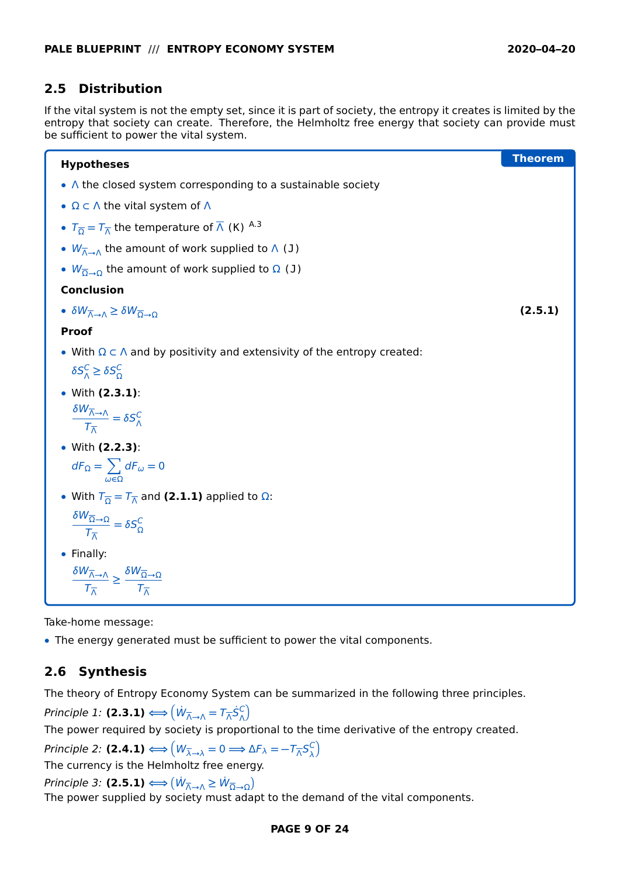## 2.5 Distribution

If the vital system is not the empty set, since it is part of society, the entropy it creates is limited by the entropy that society can create. Therefore, the Helmholtz free energy that society can provide must be sufficient to power the vital system.

**Theorem**

**Hypotheses**

- $\Lambda$ the closed system corresponding to a sustainable society
- $\Omega \subset \Lambda$ the vital system of $\Lambda$
- $T_{\overline{\Omega}} = T_{\overline{\Lambda}}$ the temperature of $\overline{\Lambda}$ (K) [A.3]
- $W_{\overline{\Lambda} \to \Lambda}$ the amount of work supplied to $\Lambda$ (J)
- $W_{\overline{\Omega} \to \Omega}$ the amount of work supplied to $\Omega$ (J)

**Conclusion**

- $\delta W_{\overline{\Lambda} \to \Lambda} \geq \delta W_{\overline{\Omega} \to \Omega}$ **(2.5.1)**

**Proof**

- With $\Omega \subset \Lambda$ and by positivity and extensivity of the entropy created:
  $\delta S^C_\Lambda \geq \delta S^C_\Omega$
- With **(2.3.1)**:
  $$\frac{\delta W_{\overline{\Lambda} \to \Lambda}}{T_{\overline{\Lambda}}} = \delta S^C_\Lambda$$
- With **(2.2.3)**:
  $$dF_\Omega = \sum_{\omega \in \Omega} dF_\omega = 0$$
- With $T_{\overline{\Omega}} = T_{\overline{\Lambda}}$ and **(2.1.1)** applied to $\Omega$:
  $$\frac{\delta W_{\overline{\Omega} \to \Omega}}{T_{\overline{\Lambda}}} = \delta S^C_\Omega$$
- Finally:
  $$\frac{\delta W_{\overline{\Lambda} \to \Lambda}}{T_{\overline{\Lambda}}} \geq \frac{\delta W_{\overline{\Omega} \to \Omega}}{T_{\overline{\Lambda}}}$$

Take-home message:

- The energy generated must be sufficient to power the vital components.

## 2.6 Synthesis

The theory of Entropy Economy System can be summarized in the following three principles.

*Principle 1:* **(2.3.1)** $\Longleftrightarrow \left(\dot{W}_{\overline{\Lambda} \to \Lambda} = T_{\overline{\Lambda}} \dot{S}^C_\Lambda\right)$
The power required by society is proportional to the time derivative of the entropy created.

*Principle 2:* **(2.4.1)** $\Longleftrightarrow \left(W_{\overline{\lambda} \to \lambda} = 0 \Longrightarrow \Delta F_\lambda = -T_{\overline{\Lambda}} S^C_\lambda\right)$
The currency is the Helmholtz free energy.

*Principle 3:* **(2.5.1)** $\Longleftrightarrow \left(\dot{W}_{\overline{\Lambda} \to \Lambda} \geq \dot{W}_{\overline{\Omega} \to \Omega}\right)$
The power supplied by society must adapt to the demand of the vital components.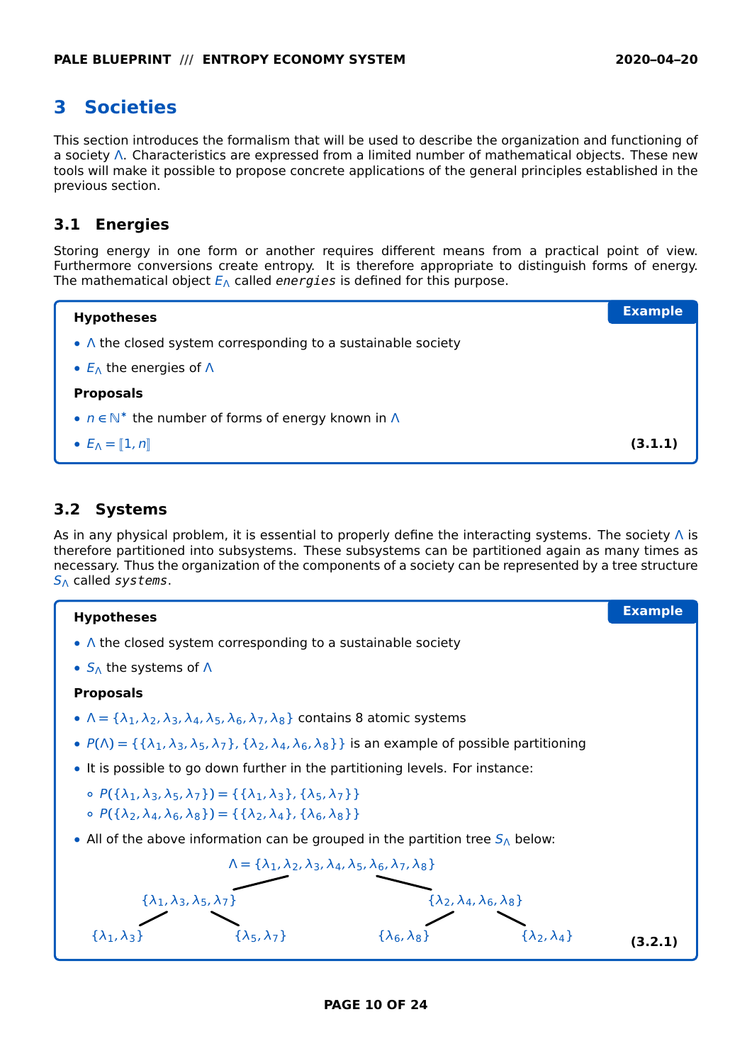# 3 Societies

This section introduces the formalism that will be used to describe the organization and functioning of a society $\Lambda$. Characteristics are expressed from a limited number of mathematical objects. These new tools will make it possible to propose concrete applications of the general principles established in the previous section.

## 3.1 Energies

Storing energy in one form or another requires different means from a practical point of view. Furthermore conversions create entropy. It is therefore appropriate to distinguish forms of energy. The mathematical object $E_\Lambda$ called `energies` is defined for this purpose.

**Example**

**Hypotheses**

- $\Lambda$ the closed system corresponding to a sustainable society
- $E_\Lambda$ the energies of $\Lambda$

**Proposals**

- $n \in \mathbb{N}^*$ the number of forms of energy known in $\Lambda$
- $E_\Lambda = [\![1, n]\!]$ **(3.1.1)**

## 3.2 Systems

As in any physical problem, it is essential to properly define the interacting systems. The society $\Lambda$ is therefore partitioned into subsystems. These subsystems can be partitioned again as many times as necessary. Thus the organization of the components of a society can be represented by a tree structure $S_\Lambda$ called `systems`.

**Example**

**Hypotheses**

- $\Lambda$ the closed system corresponding to a sustainable society
- $S_\Lambda$ the systems of $\Lambda$

**Proposals**

- $\Lambda = \{\lambda_1, \lambda_2, \lambda_3, \lambda_4, \lambda_5, \lambda_6, \lambda_7, \lambda_8\}$ contains 8 atomic systems
- $P(\Lambda) = \{\{\lambda_1, \lambda_3, \lambda_5, \lambda_7\}, \{\lambda_2, \lambda_4, \lambda_6, \lambda_8\}\}$ is an example of possible partitioning
- It is possible to go down further in the partitioning levels. For instance:
  - $P(\{\lambda_1, \lambda_3, \lambda_5, \lambda_7\}) = \{\{\lambda_1, \lambda_3\}, \{\lambda_5, \lambda_7\}\}$
  - $P(\{\lambda_2, \lambda_4, \lambda_6, \lambda_8\}) = \{\{\lambda_2, \lambda_4\}, \{\lambda_6, \lambda_8\}\}$
- All of the above information can be grouped in the partition tree $S_\Lambda$ below:

```
                 Λ = {λ1, λ2, λ3, λ4, λ5, λ6, λ7, λ8}
                /                                    \
     {λ1, λ3, λ5, λ7}                        {λ2, λ4, λ6, λ8}
      /            \                          /            \
 {λ1, λ3}       {λ5, λ7}               {λ6, λ8}         {λ2, λ4}
```

**(3.2.1)**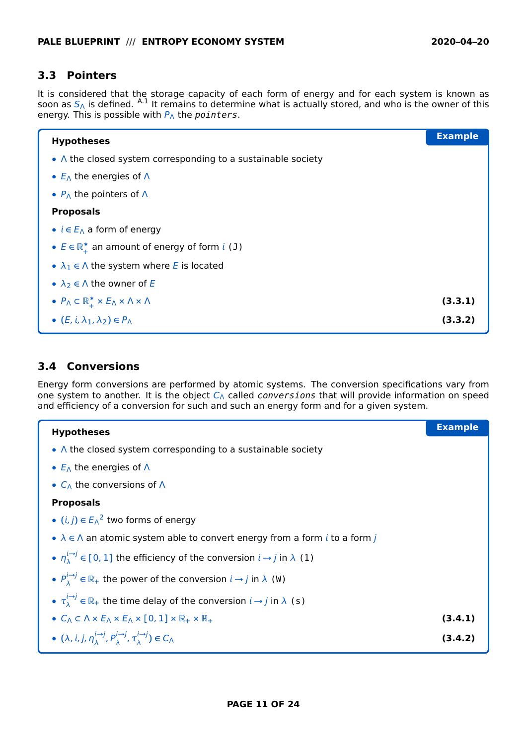## 3.3 Pointers

It is considered that the storage capacity of each form of energy and for each system is known as soon as $S_\wedge$ is defined. [A.1] It remains to determine what is actually stored, and who is the owner of this energy. This is possible with $P_\wedge$ the *pointers*.

**Example**

**Hypotheses**

- $\wedge$ the closed system corresponding to a sustainable society
- $E_\wedge$ the energies of $\wedge$
- $P_\wedge$ the pointers of $\wedge$

**Proposals**

- $i \in E_\wedge$ a form of energy
- $E \in \mathbb{R}_+^*$ an amount of energy of form $i$ (J)
- $\lambda_1 \in \wedge$ the system where $E$ is located
- $\lambda_2 \in \wedge$ the owner of $E$
- $P_\wedge \subset \mathbb{R}_+^* \times E_\wedge \times \wedge \times \wedge$ **(3.3.1)**
- $(E, i, \lambda_1, \lambda_2) \in P_\wedge$ **(3.3.2)**

## 3.4 Conversions

Energy form conversions are performed by atomic systems. The conversion specifications vary from one system to another. It is the object $C_\wedge$ called *conversions* that will provide information on speed and efficiency of a conversion for such and such an energy form and for a given system.

**Example**

**Hypotheses**

- $\wedge$ the closed system corresponding to a sustainable society
- $E_\wedge$ the energies of $\wedge$
- $C_\wedge$ the conversions of $\wedge$

**Proposals**

- $(i, j) \in {E_\wedge}^2$ two forms of energy
- $\lambda \in \wedge$ an atomic system able to convert energy from a form $i$ to a form $j$
- $\eta_\lambda^{i \to j} \in [0, 1]$ the efficiency of the conversion $i \to j$ in $\lambda$ (1)
- $P_\lambda^{i \to j} \in \mathbb{R}_+$ the power of the conversion $i \to j$ in $\lambda$ (W)
- $\tau_\lambda^{i \to j} \in \mathbb{R}_+$ the time delay of the conversion $i \to j$ in $\lambda$ (s)
- $C_\wedge \subset \wedge \times E_\wedge \times E_\wedge \times [0, 1] \times \mathbb{R}_+ \times \mathbb{R}_+$ **(3.4.1)**
- $(\lambda, i, j, \eta_\lambda^{i \to j}, P_\lambda^{i \to j}, \tau_\lambda^{i \to j}) \in C_\wedge$ **(3.4.2)**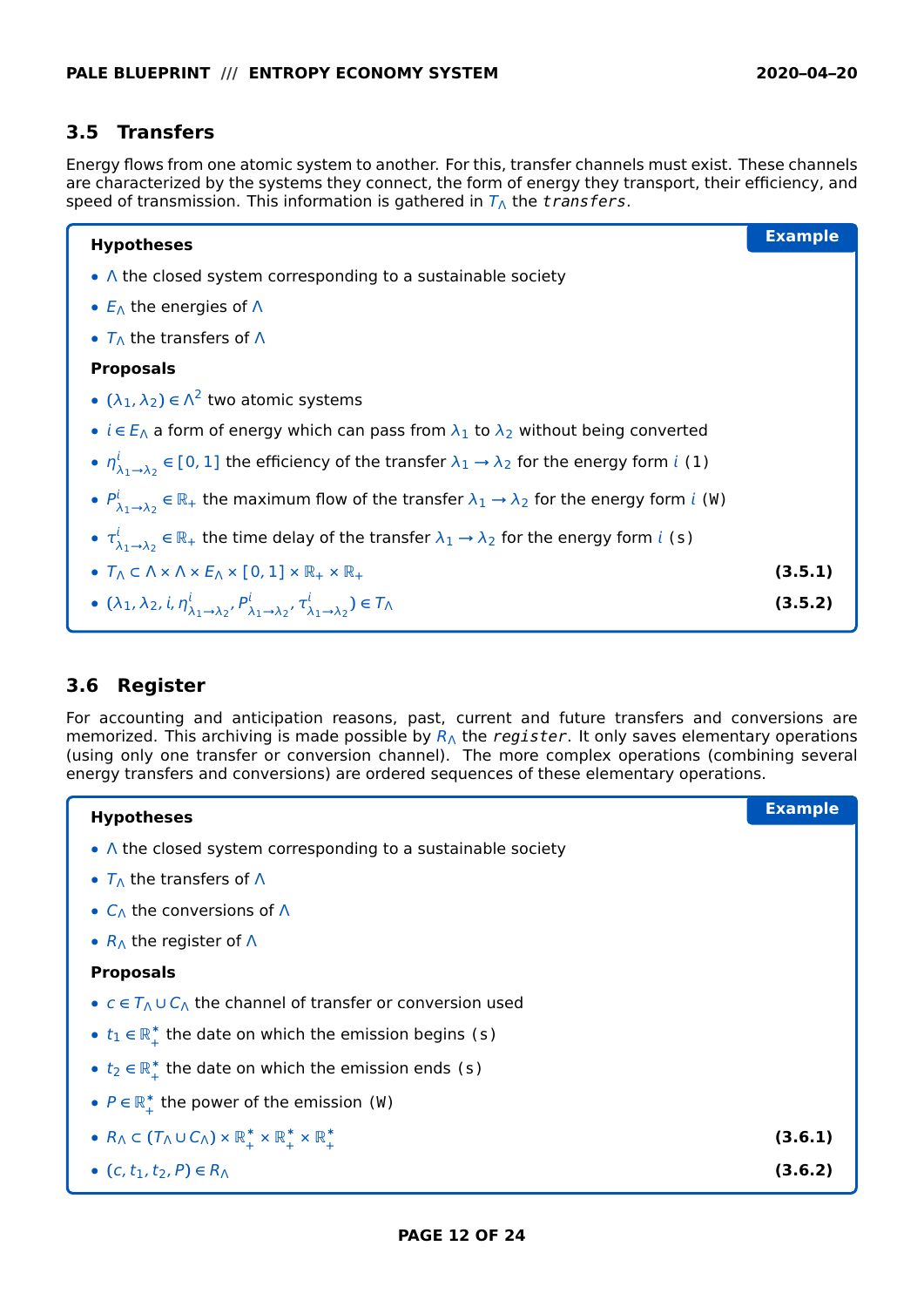## 3.5 Transfers

Energy flows from one atomic system to another. For this, transfer channels must exist. These channels are characterized by the systems they connect, the form of energy they transport, their efficiency, and speed of transmission. This information is gathered in $T_\Lambda$ the `transfers`.

**Example**

**Hypotheses**

- $\Lambda$ the closed system corresponding to a sustainable society
- $E_\Lambda$ the energies of $\Lambda$
- $T_\Lambda$ the transfers of $\Lambda$

**Proposals**

- $(\lambda_1, \lambda_2) \in \Lambda^2$ two atomic systems
- $i \in E_\Lambda$ a form of energy which can pass from $\lambda_1$ to $\lambda_2$ without being converted
- $\eta^i_{\lambda_1 \to \lambda_2} \in [0, 1]$ the efficiency of the transfer $\lambda_1 \to \lambda_2$ for the energy form $i$ (1)
- $P^i_{\lambda_1 \to \lambda_2} \in \mathbb{R}_+$ the maximum flow of the transfer $\lambda_1 \to \lambda_2$ for the energy form $i$ (W)
- $\tau^i_{\lambda_1 \to \lambda_2} \in \mathbb{R}_+$ the time delay of the transfer $\lambda_1 \to \lambda_2$ for the energy form $i$ (s)
- $T_\Lambda \subset \Lambda \times \Lambda \times E_\Lambda \times [0, 1] \times \mathbb{R}_+ \times \mathbb{R}_+$ **(3.5.1)**
- $(\lambda_1, \lambda_2, i, \eta^i_{\lambda_1 \to \lambda_2}, P^i_{\lambda_1 \to \lambda_2}, \tau^i_{\lambda_1 \to \lambda_2}) \in T_\Lambda$ **(3.5.2)**

## 3.6 Register

For accounting and anticipation reasons, past, current and future transfers and conversions are memorized. This archiving is made possible by $R_\Lambda$ the `register`. It only saves elementary operations (using only one transfer or conversion channel). The more complex operations (combining several energy transfers and conversions) are ordered sequences of these elementary operations.

**Example**

**Hypotheses**

- $\Lambda$ the closed system corresponding to a sustainable society
- $T_\Lambda$ the transfers of $\Lambda$
- $C_\Lambda$ the conversions of $\Lambda$
- $R_\Lambda$ the register of $\Lambda$

**Proposals**

- $c \in T_\Lambda \cup C_\Lambda$ the channel of transfer or conversion used
- $t_1 \in \mathbb{R}^*_+$ the date on which the emission begins (s)
- $t_2 \in \mathbb{R}^*_+$ the date on which the emission ends (s)
- $P \in \mathbb{R}^*_+$ the power of the emission (W)
- $R_\Lambda \subset (T_\Lambda \cup C_\Lambda) \times \mathbb{R}^*_+ \times \mathbb{R}^*_+ \times \mathbb{R}^*_+$ **(3.6.1)**
- $(c, t_1, t_2, P) \in R_\Lambda$ **(3.6.2)**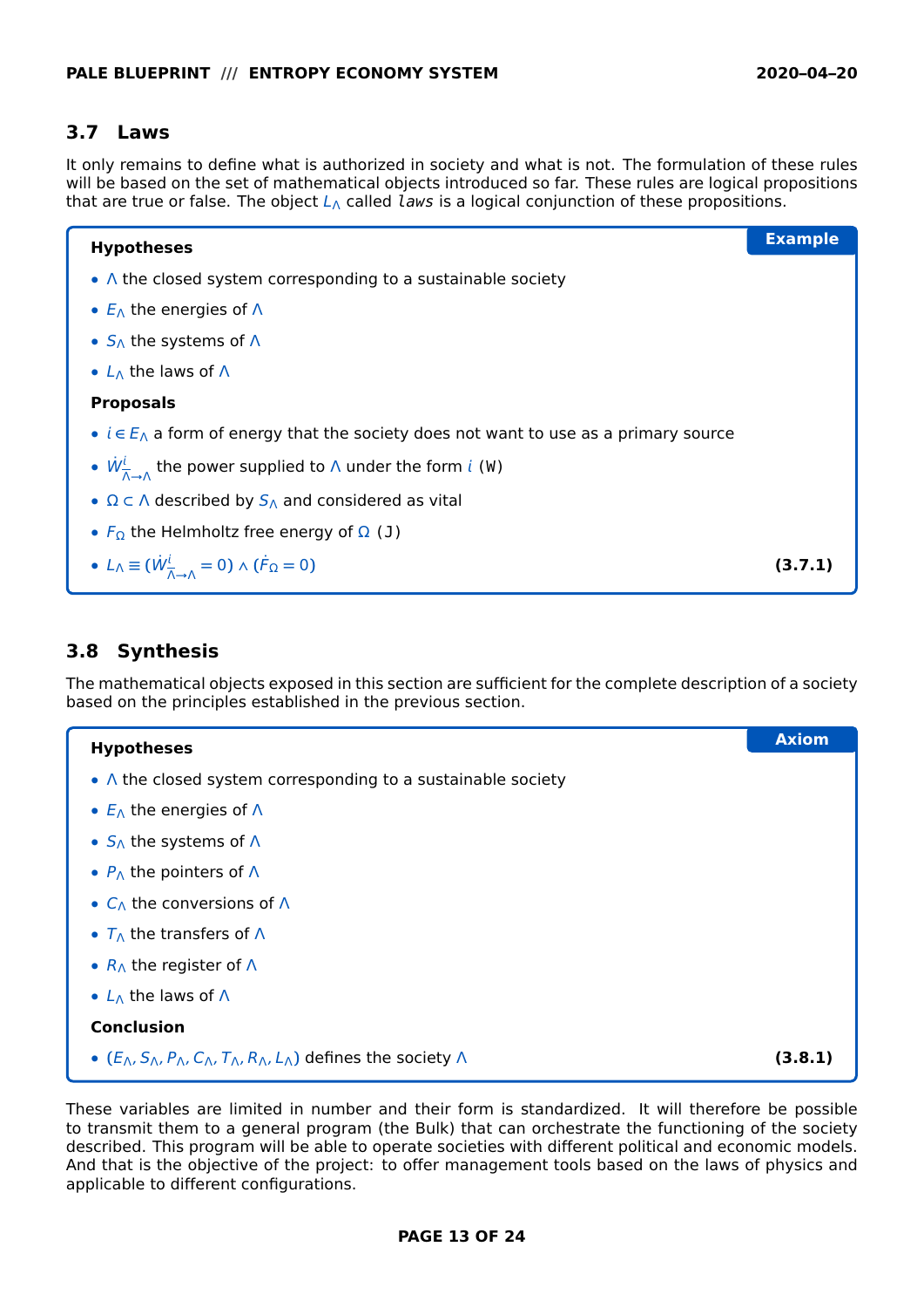## 3.7 Laws

It only remains to define what is authorized in society and what is not. The formulation of these rules will be based on the set of mathematical objects introduced so far. These rules are logical propositions that are true or false. The object $L_\wedge$ called *laws* is a logical conjunction of these propositions.

**Example**

**Hypotheses**

- $\wedge$ the closed system corresponding to a sustainable society
- $E_\wedge$ the energies of $\wedge$
- $S_\wedge$ the systems of $\wedge$
- $L_\wedge$ the laws of $\wedge$

**Proposals**

- $i \in E_\wedge$ a form of energy that the society does not want to use as a primary source
- $\dot{W}^{i}_{\overline{\wedge} \to \wedge}$ the power supplied to $\wedge$ under the form $i$ (W)
- $\Omega \subset \wedge$ described by $S_\wedge$ and considered as vital
- $F_\Omega$ the Helmholtz free energy of $\Omega$ (J)
- $L_\wedge \equiv (\dot{W}^{i}_{\overline{\wedge} \to \wedge} = 0) \wedge (\dot{F}_\Omega = 0)$ **(3.7.1)**

## 3.8 Synthesis

The mathematical objects exposed in this section are sufficient for the complete description of a society based on the principles established in the previous section.

**Axiom**

**Hypotheses**

- $\wedge$ the closed system corresponding to a sustainable society
- $E_\wedge$ the energies of $\wedge$
- $S_\wedge$ the systems of $\wedge$
- $P_\wedge$ the pointers of $\wedge$
- $C_\wedge$ the conversions of $\wedge$
- $T_\wedge$ the transfers of $\wedge$
- $R_\wedge$ the register of $\wedge$
- $L_\wedge$ the laws of $\wedge$

**Conclusion**

- $(E_\wedge, S_\wedge, P_\wedge, C_\wedge, T_\wedge, R_\wedge, L_\wedge)$ defines the society $\wedge$ **(3.8.1)**

These variables are limited in number and their form is standardized. It will therefore be possible to transmit them to a general program (the Bulk) that can orchestrate the functioning of the society described. This program will be able to operate societies with different political and economic models. And that is the objective of the project: to offer management tools based on the laws of physics and applicable to different configurations.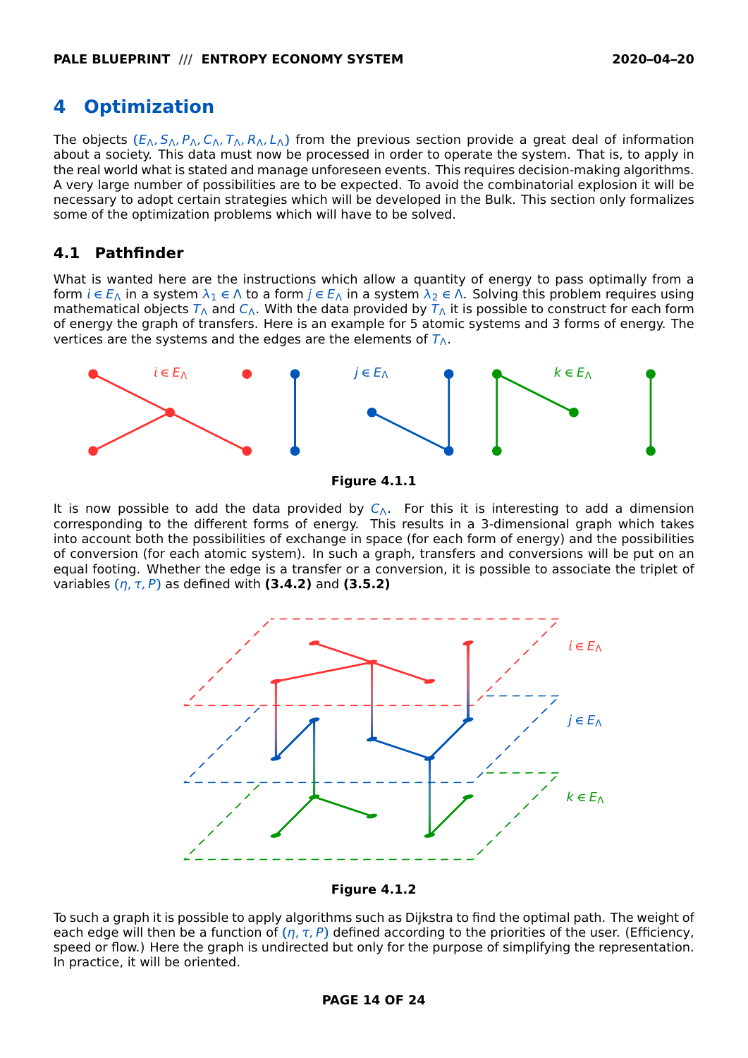# 4 Optimization

The objects $(E_\Lambda, S_\Lambda, P_\Lambda, C_\Lambda, T_\Lambda, R_\Lambda, L_\Lambda)$ from the previous section provide a great deal of information about a society. This data must now be processed in order to operate the system. That is, to apply in the real world what is stated and manage unforeseen events. This requires decision-making algorithms. A very large number of possibilities are to be expected. To avoid the combinatorial explosion it will be necessary to adopt certain strategies which will be developed in the Bulk. This section only formalizes some of the optimization problems which will have to be solved.

## 4.1 Pathfinder

What is wanted here are the instructions which allow a quantity of energy to pass optimally from a form $i \in E_\Lambda$ in a system $\lambda_1 \in \Lambda$ to a form $j \in E_\Lambda$ in a system $\lambda_2 \in \Lambda$. Solving this problem requires using mathematical objects $T_\Lambda$ and $C_\Lambda$. With the data provided by $T_\Lambda$ it is possible to construct for each form of energy the graph of transfers. Here is an example for 5 atomic systems and 3 forms of energy. The vertices are the systems and the edges are the elements of $T_\Lambda$.

**Figure 4.1.1**

It is now possible to add the data provided by $C_\Lambda$. For this it is interesting to add a dimension corresponding to the different forms of energy. This results in a 3-dimensional graph which takes into account both the possibilities of exchange in space (for each form of energy) and the possibilities of conversion (for each atomic system). In such a graph, transfers and conversions will be put on an equal footing. Whether the edge is a transfer or a conversion, it is possible to associate the triplet of variables $(\eta, \tau, P)$ as defined with **(3.4.2)** and **(3.5.2)**

**Figure 4.1.2**

To such a graph it is possible to apply algorithms such as Dijkstra to find the optimal path. The weight of each edge will then be a function of $(\eta, \tau, P)$ defined according to the priorities of the user. (Efficiency, speed or flow.) Here the graph is undirected but only for the purpose of simplifying the representation. In practice, it will be oriented.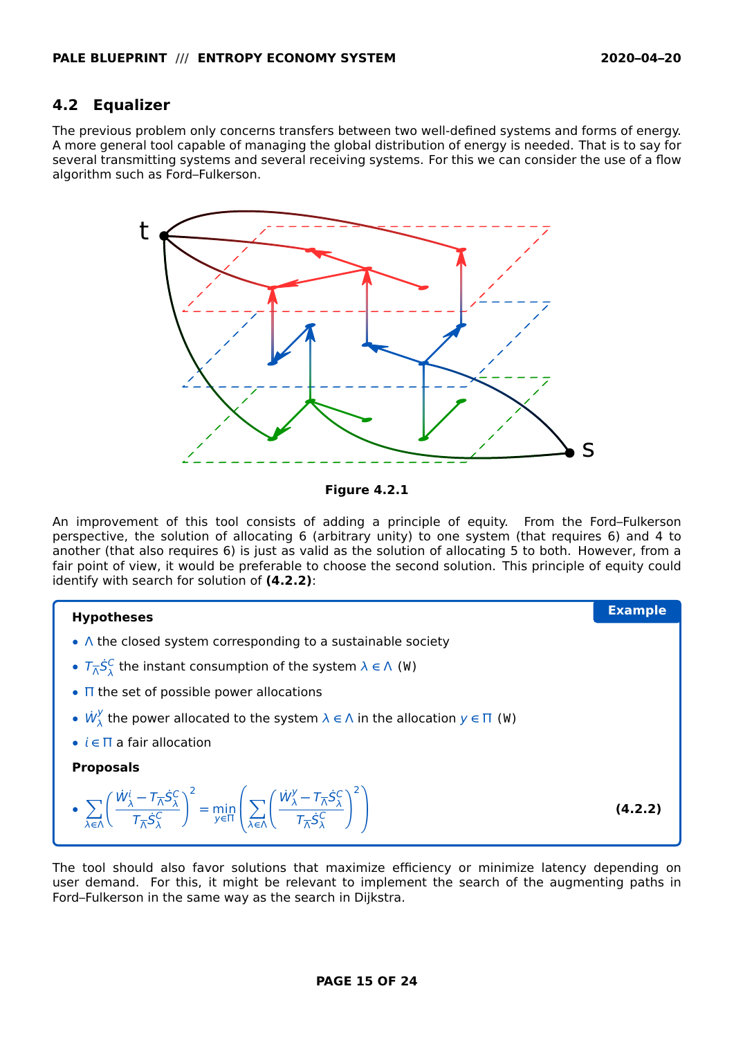## 4.2 Equalizer

The previous problem only concerns transfers between two well-defined systems and forms of energy. A more general tool capable of managing the global distribution of energy is needed. That is to say for several transmitting systems and several receiving systems. For this we can consider the use of a flow algorithm such as Ford–Fulkerson.

**Figure 4.2.1**

An improvement of this tool consists of adding a principle of equity. From the Ford–Fulkerson perspective, the solution of allocating 6 (arbitrary unity) to one system (that requires 6) and 4 to another (that also requires 6) is just as valid as the solution of allocating 5 to both. However, from a fair point of view, it would be preferable to choose the second solution. This principle of equity could identify with search for solution of **(4.2.2)**:

**Example**

**Hypotheses**

- $\Lambda$ the closed system corresponding to a sustainable society
- $T_{\overline{\Lambda}}\dot{S}^C_\lambda$ the instant consumption of the system $\lambda \in \Lambda$ (W)
- $\Pi$ the set of possible power allocations
- $\dot{W}^y_\lambda$ the power allocated to the system $\lambda \in \Lambda$ in the allocation $y \in \Pi$ (W)
- $i \in \Pi$ a fair allocation

**Proposals**

- $$\sum_{\lambda \in \Lambda} \left( \frac{\dot{W}^i_\lambda - T_{\overline{\Lambda}}\dot{S}^C_\lambda}{T_{\overline{\Lambda}}\dot{S}^C_\lambda} \right)^2 = \min_{y \in \Pi} \left( \sum_{\lambda \in \Lambda} \left( \frac{\dot{W}^y_\lambda - T_{\overline{\Lambda}}\dot{S}^C_\lambda}{T_{\overline{\Lambda}}\dot{S}^C_\lambda} \right)^2 \right) \quad \textbf{(4.2.2)}$$

The tool should also favor solutions that maximize efficiency or minimize latency depending on user demand. For this, it might be relevant to implement the search of the augmenting paths in Ford–Fulkerson in the same way as the search in Dijkstra.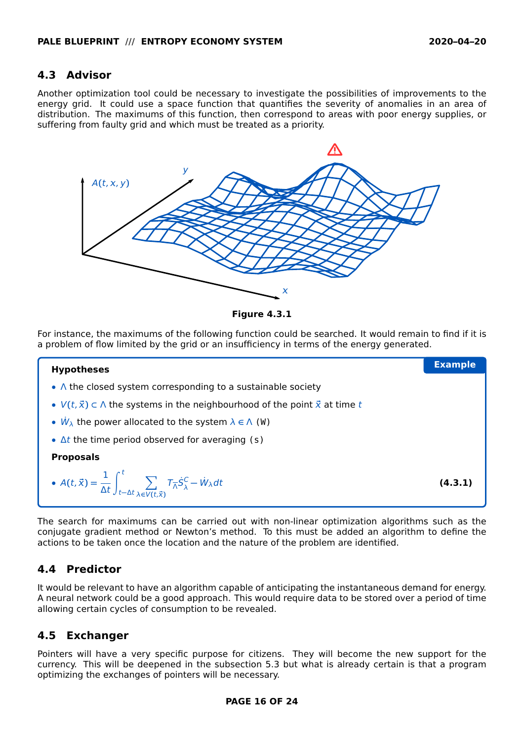## 4.3 Advisor

Another optimization tool could be necessary to investigate the possibilities of improvements to the energy grid. It could use a space function that quantifies the severity of anomalies in an area of distribution. The maximums of this function, then correspond to areas with poor energy supplies, or suffering from faulty grid and which must be treated as a priority.

**Figure 4.3.1**

For instance, the maximums of the following function could be searched. It would remain to find if it is a problem of flow limited by the grid or an insufficiency in terms of the energy generated.

**Example**

**Hypotheses**

- $\Lambda$ the closed system corresponding to a sustainable society
- $V(t,\vec{x}) \subset \Lambda$ the systems in the neighbourhood of the point $\vec{x}$ at time $t$
- $\dot{W}_\lambda$ the power allocated to the system $\lambda \in \Lambda$ (W)
- $\Delta t$ the time period observed for averaging (s)

**Proposals**

- $$A(t,\vec{x}) = \frac{1}{\Delta t} \int_{t-\Delta t}^{t} \sum_{\lambda \in V(t,\vec{x})} T_{\overline{\Lambda}} \dot{S}_\lambda^C - \dot{W}_\lambda dt \qquad \textbf{(4.3.1)}$$

The search for maximums can be carried out with non-linear optimization algorithms such as the conjugate gradient method or Newton's method. To this must be added an algorithm to define the actions to be taken once the location and the nature of the problem are identified.

## 4.4 Predictor

It would be relevant to have an algorithm capable of anticipating the instantaneous demand for energy. A neural network could be a good approach. This would require data to be stored over a period of time allowing certain cycles of consumption to be revealed.

## 4.5 Exchanger

Pointers will have a very specific purpose for citizens. They will become the new support for the currency. This will be deepened in the subsection 5.3 but what is already certain is that a program optimizing the exchanges of pointers will be necessary.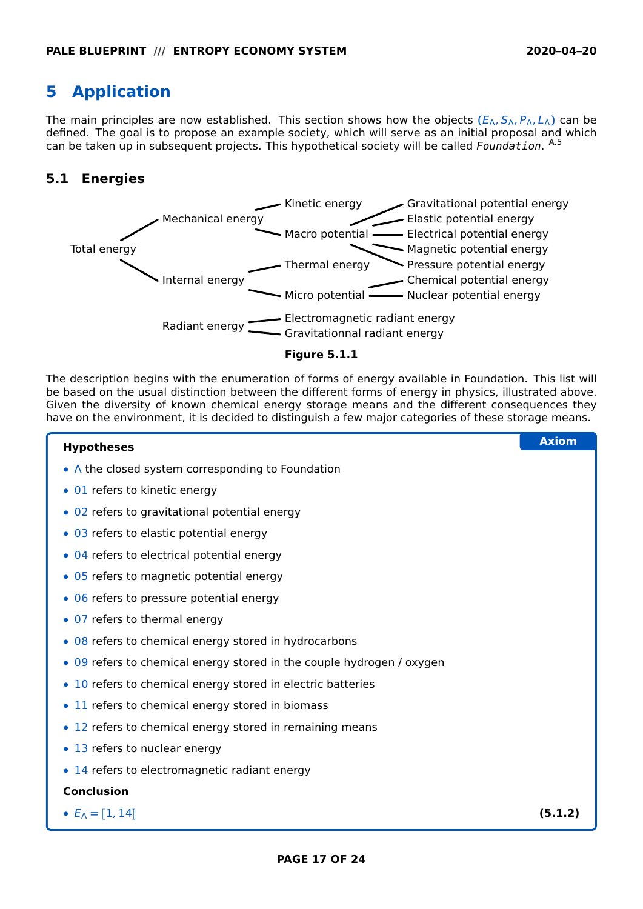# 5 Application

The main principles are now established. This section shows how the objects $(E_\wedge, S_\wedge, P_\wedge, L_\wedge)$ can be defined. The goal is to propose an example society, which will serve as an initial proposal and which can be taken up in subsequent projects. This hypothetical society will be called `Foundation`. [A.5]

## 5.1 Energies

- Total energy
  - Mechanical energy
    - Kinetic energy
    - Macro potential
      - Gravitational potential energy
      - Elastic potential energy
      - Electrical potential energy
      - Magnetic potential energy
      - Pressure potential energy
  - Internal energy
    - Thermal energy
    - Micro potential
      - Chemical potential energy
      - Nuclear potential energy
- Radiant energy
  - Electromagnetic radiant energy
  - Gravitationnal radiant energy

**Figure 5.1.1**

The description begins with the enumeration of forms of energy available in Foundation. This list will be based on the usual distinction between the different forms of energy in physics, illustrated above. Given the diversity of known chemical energy storage means and the different consequences they have on the environment, it is decided to distinguish a few major categories of these storage means.

**Axiom**

**Hypotheses**

- $\wedge$ the closed system corresponding to Foundation
- 01 refers to kinetic energy
- 02 refers to gravitational potential energy
- 03 refers to elastic potential energy
- 04 refers to electrical potential energy
- 05 refers to magnetic potential energy
- 06 refers to pressure potential energy
- 07 refers to thermal energy
- 08 refers to chemical energy stored in hydrocarbons
- 09 refers to chemical energy stored in the couple hydrogen / oxygen
- 10 refers to chemical energy stored in electric batteries
- 11 refers to chemical energy stored in biomass
- 12 refers to chemical energy stored in remaining means
- 13 refers to nuclear energy
- 14 refers to electromagnetic radiant energy

**Conclusion**

- $E_\wedge = [\![1, 14]\!]$ **(5.1.2)**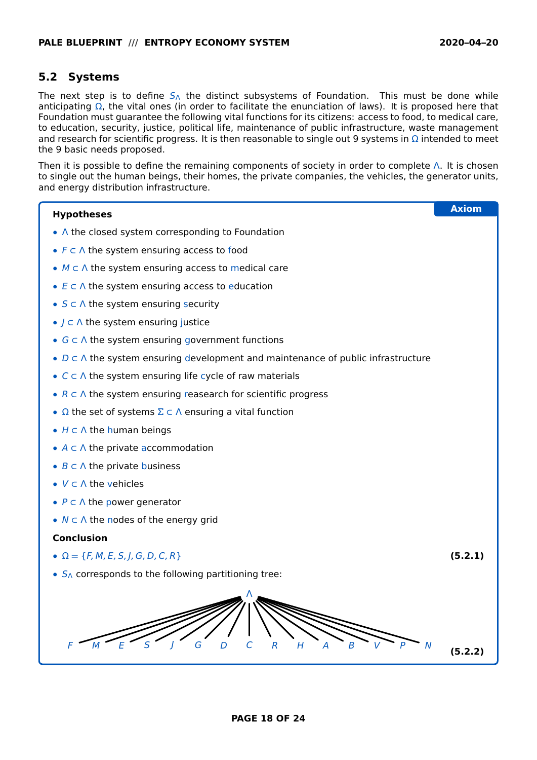## 5.2 Systems

The next step is to define $S_\Lambda$ the distinct subsystems of Foundation. This must be done while anticipating $\Omega$, the vital ones (in order to facilitate the enunciation of laws). It is proposed here that Foundation must guarantee the following vital functions for its citizens: access to food, to medical care, to education, security, justice, political life, maintenance of public infrastructure, waste management and research for scientific progress. It is then reasonable to single out 9 systems in $\Omega$ intended to meet the 9 basic needs proposed.

Then it is possible to define the remaining components of society in order to complete $\Lambda$. It is chosen to single out the human beings, their homes, the private companies, the vehicles, the generator units, and energy distribution infrastructure.

**Axiom**

**Hypotheses**

- $\Lambda$ the closed system corresponding to Foundation
- $F \subset \Lambda$ the system ensuring access to food
- $M \subset \Lambda$ the system ensuring access to medical care
- $E \subset \Lambda$ the system ensuring access to education
- $S \subset \Lambda$ the system ensuring security
- $J \subset \Lambda$ the system ensuring justice
- $G \subset \Lambda$ the system ensuring government functions
- $D \subset \Lambda$ the system ensuring development and maintenance of public infrastructure
- $C \subset \Lambda$ the system ensuring life cycle of raw materials
- $R \subset \Lambda$ the system ensuring reasearch for scientific progress
- $\Omega$ the set of systems $\Sigma \subset \Lambda$ ensuring a vital function
- $H \subset \Lambda$ the human beings
- $A \subset \Lambda$ the private accommodation
- $B \subset \Lambda$ the private business
- $V \subset \Lambda$ the vehicles
- $P \subset \Lambda$ the power generator
- $N \subset \Lambda$ the nodes of the energy grid

**Conclusion**

- $\Omega = \{F, M, E, S, J, G, D, C, R\}$ **(5.2.1)**
- $S_\Lambda$ corresponds to the following partitioning tree:

$$\Lambda \rightarrow F,\ M,\ E,\ S,\ J,\ G,\ D,\ C,\ R,\ H,\ A,\ B,\ V,\ P,\ N$$

**(5.2.2)**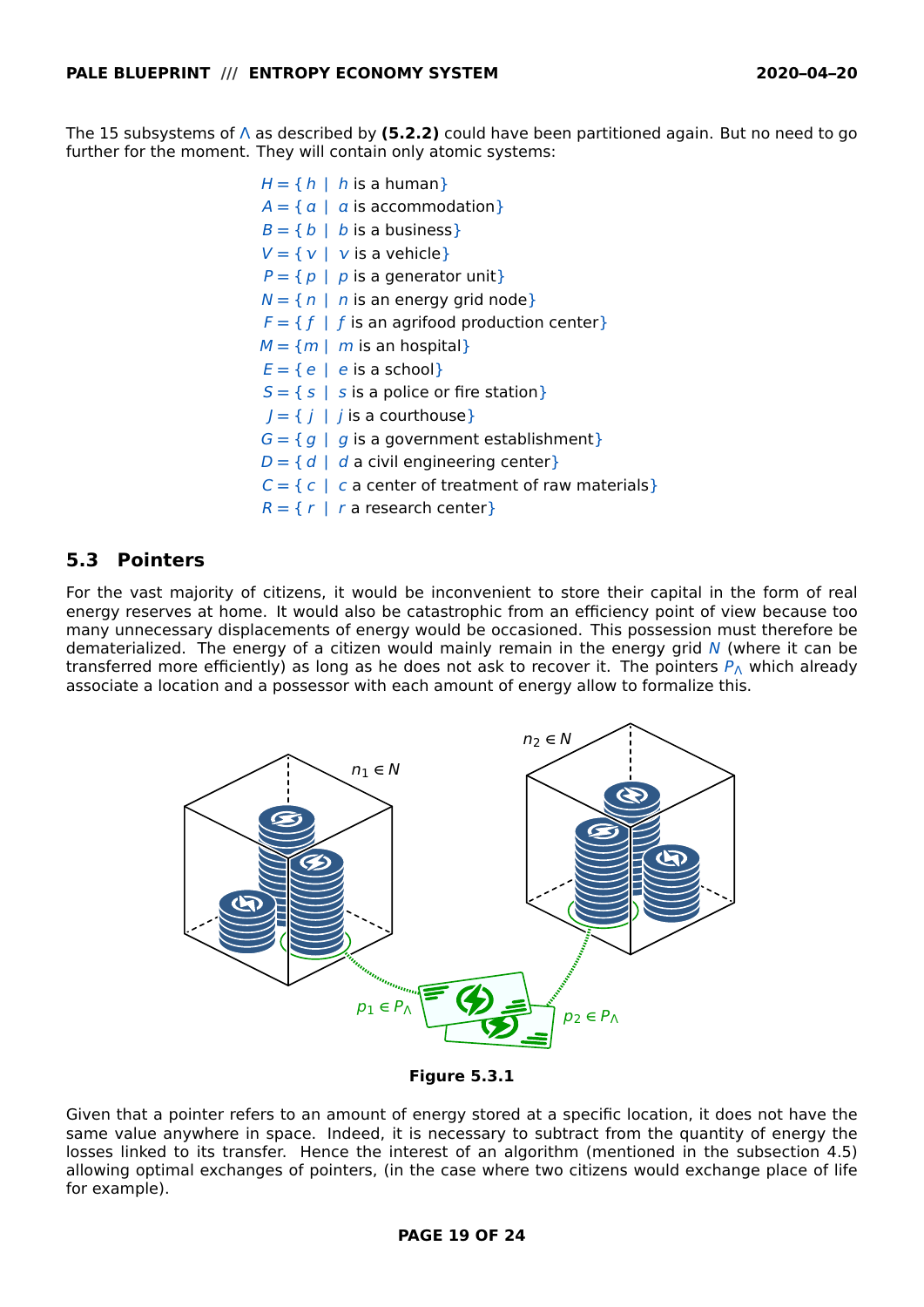The 15 subsystems of $\Lambda$ as described by **(5.2.2)** could have been partitioned again. But no need to go further for the moment. They will contain only atomic systems:

$$H = \{\, h \mid h \text{ is a human} \}$$
$$A = \{\, a \mid a \text{ is accommodation} \}$$
$$B = \{\, b \mid b \text{ is a business} \}$$
$$V = \{\, v \mid v \text{ is a vehicle} \}$$
$$P = \{\, p \mid p \text{ is a generator unit} \}$$
$$N = \{\, n \mid n \text{ is an energy grid node} \}$$
$$F = \{\, f \mid f \text{ is an agrifood production center} \}$$
$$M = \{\, m \mid m \text{ is an hospital} \}$$
$$E = \{\, e \mid e \text{ is a school} \}$$
$$S = \{\, s \mid s \text{ is a police or fire station} \}$$
$$J = \{\, j \mid j \text{ is a courthouse} \}$$
$$G = \{\, g \mid g \text{ is a government establishment} \}$$
$$D = \{\, d \mid d \text{ a civil engineering center} \}$$
$$C = \{\, c \mid c \text{ a center of treatment of raw materials} \}$$
$$R = \{\, r \mid r \text{ a research center} \}$$

## 5.3 Pointers

For the vast majority of citizens, it would be inconvenient to store their capital in the form of real energy reserves at home. It would also be catastrophic from an efficiency point of view because too many unnecessary displacements of energy would be occasioned. This possession must therefore be dematerialized. The energy of a citizen would mainly remain in the energy grid $N$ (where it can be transferred more efficiently) as long as he does not ask to recover it. The pointers $P_\Lambda$ which already associate a location and a possessor with each amount of energy allow to formalize this.

**Figure 5.3.1**

Given that a pointer refers to an amount of energy stored at a specific location, it does not have the same value anywhere in space. Indeed, it is necessary to subtract from the quantity of energy the losses linked to its transfer. Hence the interest of an algorithm (mentioned in the subsection 4.5) allowing optimal exchanges of pointers, (in the case where two citizens would exchange place of life for example).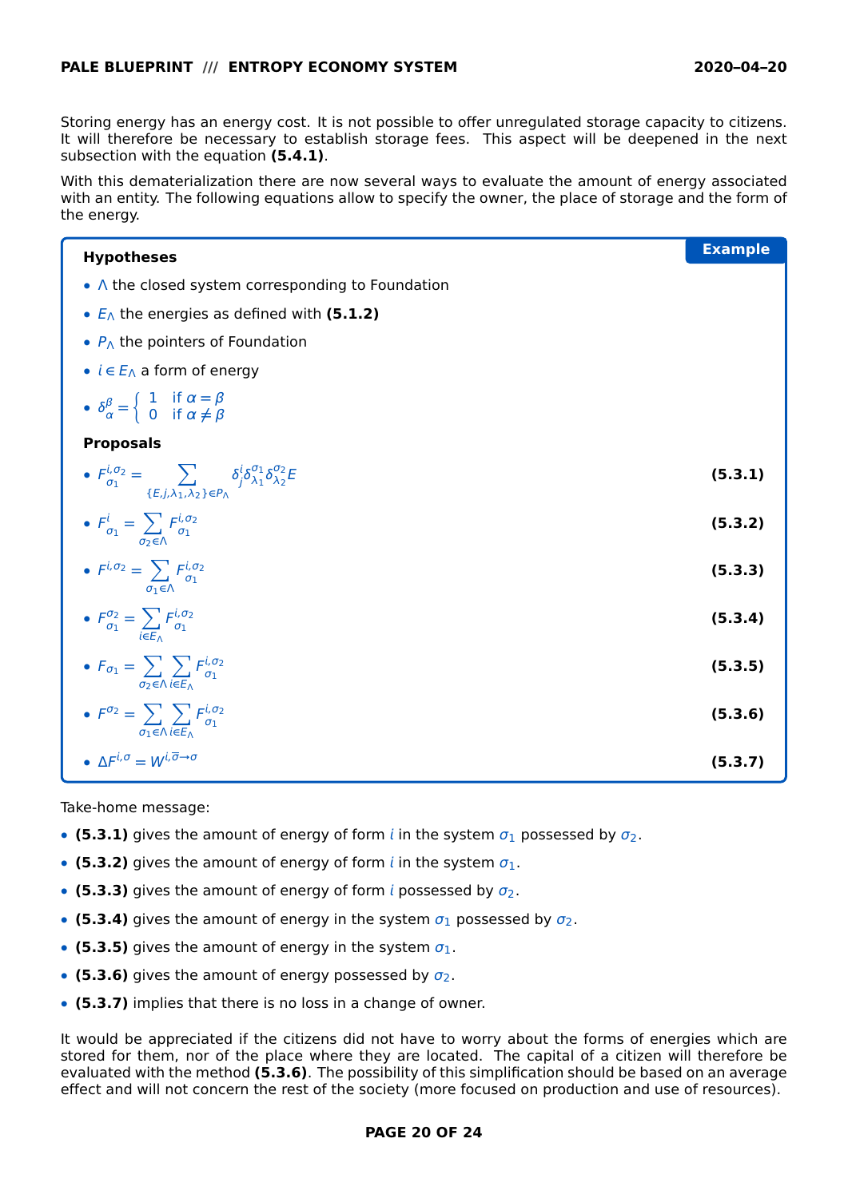Storing energy has an energy cost. It is not possible to offer unregulated storage capacity to citizens. It will therefore be necessary to establish storage fees. This aspect will be deepened in the next subsection with the equation **(5.4.1)**.

With this dematerialization there are now several ways to evaluate the amount of energy associated with an entity. The following equations allow to specify the owner, the place of storage and the form of the energy.

**Example**

**Hypotheses**

- $\Lambda$ the closed system corresponding to Foundation
- $E_\Lambda$ the energies as defined with **(5.1.2)**
- $P_\Lambda$ the pointers of Foundation
- $i \in E_\Lambda$ a form of energy
- $\delta_\alpha^\beta = \begin{cases} 1 & \text{if } \alpha = \beta \\ 0 & \text{if } \alpha \neq \beta \end{cases}$

**Proposals**

- $F_{\sigma_1}^{i,\sigma_2} = \sum_{\{E,j,\lambda_1,\lambda_2\} \in P_\Lambda} \delta_j^i \delta_{\lambda_1}^{\sigma_1} \delta_{\lambda_2}^{\sigma_2} E$ **(5.3.1)**
- $F_{\sigma_1}^{i} = \sum_{\sigma_2 \in \Lambda} F_{\sigma_1}^{i,\sigma_2}$ **(5.3.2)**
- $F^{i,\sigma_2} = \sum_{\sigma_1 \in \Lambda} F_{\sigma_1}^{i,\sigma_2}$ **(5.3.3)**
- $F_{\sigma_1}^{\sigma_2} = \sum_{i \in E_\Lambda} F_{\sigma_1}^{i,\sigma_2}$ **(5.3.4)**
- $F_{\sigma_1} = \sum_{\sigma_2 \in \Lambda} \sum_{i \in E_\Lambda} F_{\sigma_1}^{i,\sigma_2}$ **(5.3.5)**
- $F^{\sigma_2} = \sum_{\sigma_1 \in \Lambda} \sum_{i \in E_\Lambda} F_{\sigma_1}^{i,\sigma_2}$ **(5.3.6)**
- $\Delta F^{i,\sigma} = W^{i,\overline{\sigma} \to \sigma}$ **(5.3.7)**

Take-home message:

- **(5.3.1)** gives the amount of energy of form $i$ in the system $\sigma_1$ possessed by $\sigma_2$.
- **(5.3.2)** gives the amount of energy of form $i$ in the system $\sigma_1$.
- **(5.3.3)** gives the amount of energy of form $i$ possessed by $\sigma_2$.
- **(5.3.4)** gives the amount of energy in the system $\sigma_1$ possessed by $\sigma_2$.
- **(5.3.5)** gives the amount of energy in the system $\sigma_1$.
- **(5.3.6)** gives the amount of energy possessed by $\sigma_2$.
- **(5.3.7)** implies that there is no loss in a change of owner.

It would be appreciated if the citizens did not have to worry about the forms of energies which are stored for them, nor of the place where they are located. The capital of a citizen will therefore be evaluated with the method **(5.3.6)**. The possibility of this simplification should be based on an average effect and will not concern the rest of the society (more focused on production and use of resources).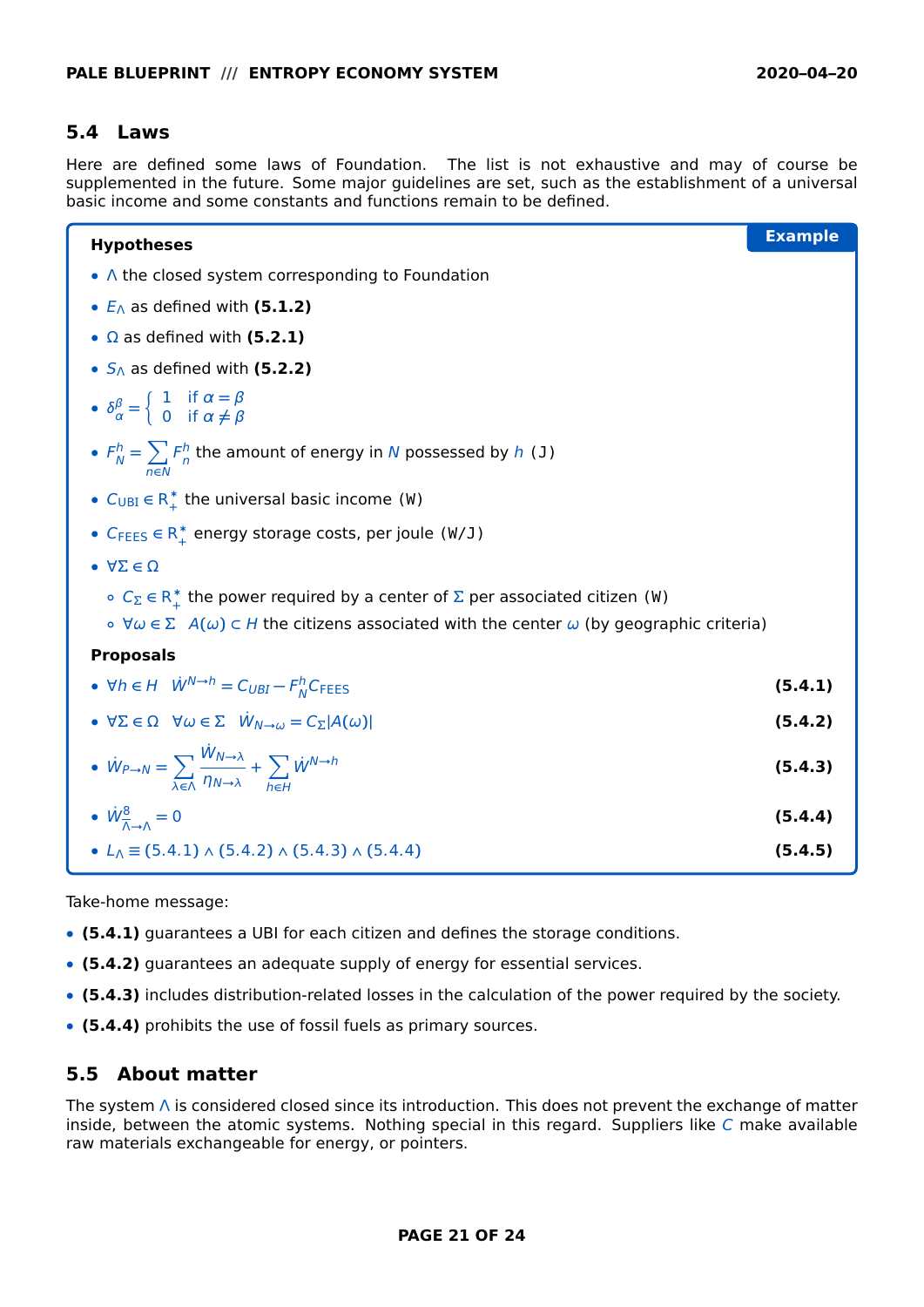## 5.4 Laws

Here are defined some laws of Foundation. The list is not exhaustive and may of course be supplemented in the future. Some major guidelines are set, such as the establishment of a universal basic income and some constants and functions remain to be defined.

**Example**

**Hypotheses**

- $\Lambda$ the closed system corresponding to Foundation
- $E_\Lambda$ as defined with **(5.1.2)**
- $\Omega$ as defined with **(5.2.1)**
- $S_\Lambda$ as defined with **(5.2.2)**
- $\delta_\alpha^\beta = \begin{cases} 1 & \text{if } \alpha = \beta \\ 0 & \text{if } \alpha \neq \beta \end{cases}$
- $F_N^h = \sum_{n \in N} F_n^h$ the amount of energy in $N$ possessed by $h$ (J)
- $C_{\text{UBI}} \in \mathbb{R}_+^*$ the universal basic income (W)
- $C_{\text{FEES}} \in \mathbb{R}_+^*$ energy storage costs, per joule (W/J)
- $\forall \Sigma \in \Omega$
  - $C_\Sigma \in \mathbb{R}_+^*$ the power required by a center of $\Sigma$ per associated citizen (W)
  - $\forall \omega \in \Sigma \quad A(\omega) \subset H$ the citizens associated with the center $\omega$ (by geographic criteria)

**Proposals**

- $\forall h \in H \quad \dot{W}^{N \to h} = C_{UBI} - F_N^h C_{\text{FEES}}$ **(5.4.1)**
- $\forall \Sigma \in \Omega \quad \forall \omega \in \Sigma \quad \dot{W}_{N \to \omega} = C_\Sigma |A(\omega)|$ **(5.4.2)**
- $\dot{W}_{P \to N} = \sum_{\lambda \in \Lambda} \frac{\dot{W}_{N \to \lambda}}{\eta_{N \to \lambda}} + \sum_{h \in H} \dot{W}^{N \to h}$ **(5.4.3)**
- $\dot{W}^{8}_{\overline{\Lambda} \to \Lambda} = 0$ **(5.4.4)**
- $L_\Lambda \equiv (5.4.1) \wedge (5.4.2) \wedge (5.4.3) \wedge (5.4.4)$ **(5.4.5)**

Take-home message:

- **(5.4.1)** guarantees a UBI for each citizen and defines the storage conditions.
- **(5.4.2)** guarantees an adequate supply of energy for essential services.
- **(5.4.3)** includes distribution-related losses in the calculation of the power required by the society.
- **(5.4.4)** prohibits the use of fossil fuels as primary sources.

## 5.5 About matter

The system $\Lambda$ is considered closed since its introduction. This does not prevent the exchange of matter inside, between the atomic systems. Nothing special in this regard. Suppliers like $C$ make available raw materials exchangeable for energy, or pointers.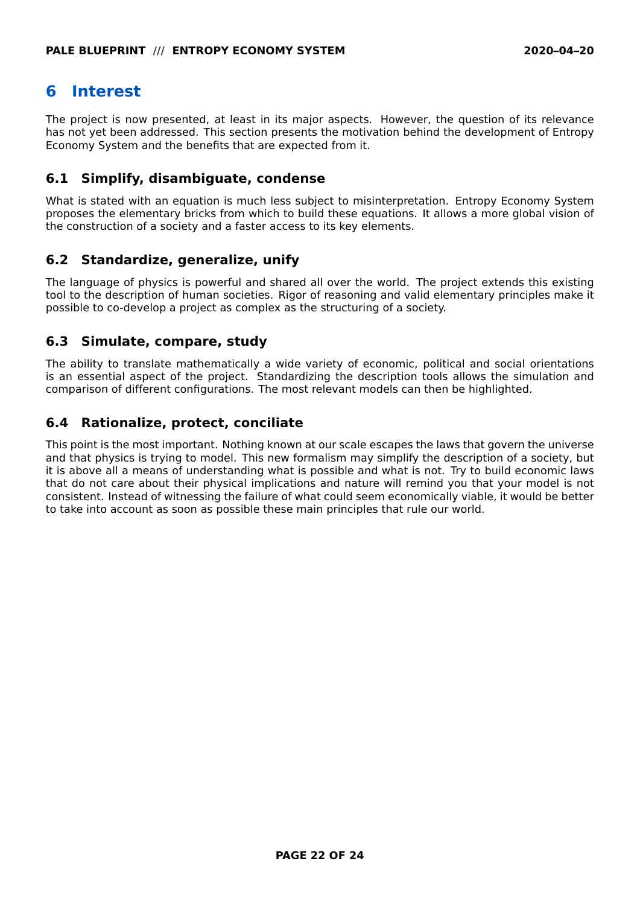# 6 Interest

The project is now presented, at least in its major aspects. However, the question of its relevance has not yet been addressed. This section presents the motivation behind the development of Entropy Economy System and the benefits that are expected from it.

## 6.1 Simplify, disambiguate, condense

What is stated with an equation is much less subject to misinterpretation. Entropy Economy System proposes the elementary bricks from which to build these equations. It allows a more global vision of the construction of a society and a faster access to its key elements.

## 6.2 Standardize, generalize, unify

The language of physics is powerful and shared all over the world. The project extends this existing tool to the description of human societies. Rigor of reasoning and valid elementary principles make it possible to co-develop a project as complex as the structuring of a society.

## 6.3 Simulate, compare, study

The ability to translate mathematically a wide variety of economic, political and social orientations is an essential aspect of the project. Standardizing the description tools allows the simulation and comparison of different configurations. The most relevant models can then be highlighted.

## 6.4 Rationalize, protect, conciliate

This point is the most important. Nothing known at our scale escapes the laws that govern the universe and that physics is trying to model. This new formalism may simplify the description of a society, but it is above all a means of understanding what is possible and what is not. Try to build economic laws that do not care about their physical implications and nature will remind you that your model is not consistent. Instead of witnessing the failure of what could seem economically viable, it would be better to take into account as soon as possible these main principles that rule our world.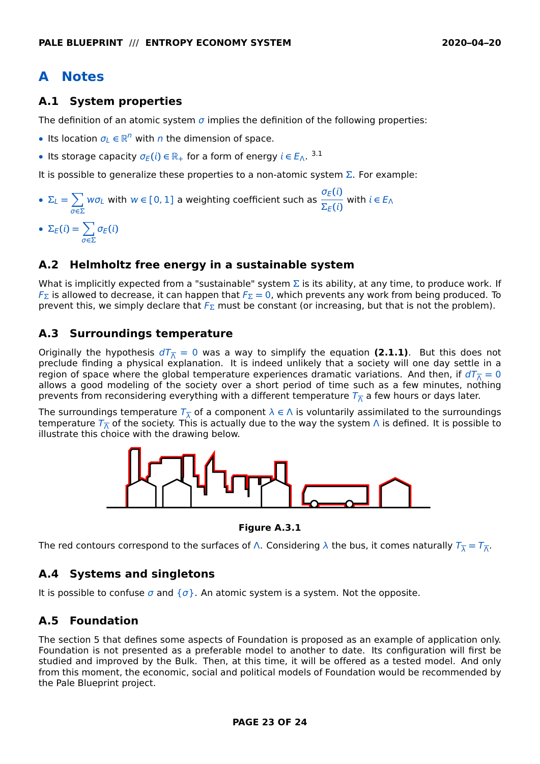# A Notes

## A.1 System properties

The definition of an atomic system $\sigma$ implies the definition of the following properties:

- Its location $\sigma_L \in \mathbb{R}^n$ with $n$ the dimension of space.
- Its storage capacity $\sigma_E(i) \in \mathbb{R}_+$ for a form of energy $i \in E_\Lambda$. [3.1]

It is possible to generalize these properties to a non-atomic system $\Sigma$. For example:

- $\Sigma_L = \sum_{\sigma \in \Sigma} w \sigma_L$ with $w \in [0,1]$ a weighting coefficient such as $\dfrac{\sigma_E(i)}{\Sigma_E(i)}$ with $i \in E_\Lambda$
- $\Sigma_E(i) = \sum_{\sigma \in \Sigma} \sigma_E(i)$

## A.2 Helmholtz free energy in a sustainable system

What is implicitly expected from a "sustainable" system $\Sigma$ is its ability, at any time, to produce work. If $F_\Sigma$ is allowed to decrease, it can happen that $F_\Sigma = 0$, which prevents any work from being produced. To prevent this, we simply declare that $F_\Sigma$ must be constant (or increasing, but that is not the problem).

## A.3 Surroundings temperature

Originally the hypothesis $dT_{\overline{\Lambda}} = 0$ was a way to simplify the equation **(2.1.1)**. But this does not preclude finding a physical explanation. It is indeed unlikely that a society will one day settle in a region of space where the global temperature experiences dramatic variations. And then, if $dT_{\overline{\Lambda}} = 0$ allows a good modeling of the society over a short period of time such as a few minutes, nothing prevents from reconsidering everything with a different temperature $T_{\overline{\Lambda}}$ a few hours or days later.

The surroundings temperature $T_{\overline{\lambda}}$ of a component $\lambda \in \Lambda$ is voluntarily assimilated to the surroundings temperature $T_{\overline{\Lambda}}$ of the society. This is actually due to the way the system $\Lambda$ is defined. It is possible to illustrate this choice with the drawing below.

**Figure A.3.1**

The red contours correspond to the surfaces of $\Lambda$. Considering $\lambda$ the bus, it comes naturally $T_{\overline{\lambda}} = T_{\overline{\Lambda}}$.

## A.4 Systems and singletons

It is possible to confuse $\sigma$ and $\{\sigma\}$. An atomic system is a system. Not the opposite.

## A.5 Foundation

The section 5 that defines some aspects of Foundation is proposed as an example of application only. Foundation is not presented as a preferable model to another to date. Its configuration will first be studied and improved by the Bulk. Then, at this time, it will be offered as a tested model. And only from this moment, the economic, social and political models of Foundation would be recommended by the Pale Blueprint project.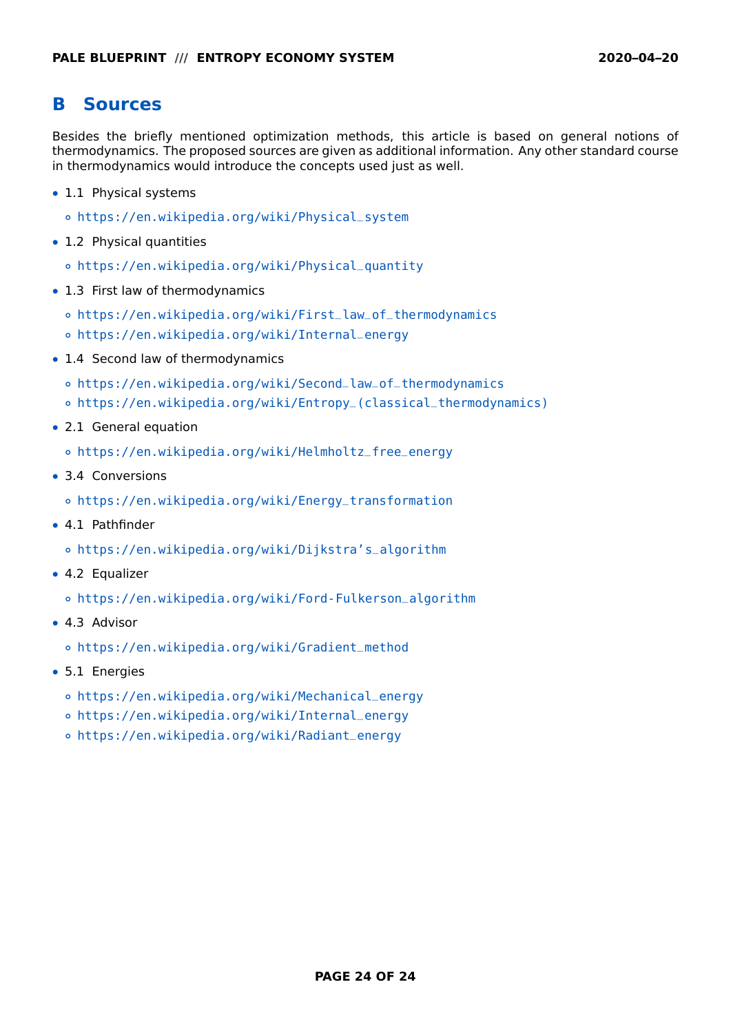## B Sources

Besides the briefly mentioned optimization methods, this article is based on general notions of thermodynamics. The proposed sources are given as additional information. Any other standard course in thermodynamics would introduce the concepts used just as well.

- 1.1 Physical systems
  - https://en.wikipedia.org/wiki/Physical_system
- 1.2 Physical quantities
  - https://en.wikipedia.org/wiki/Physical_quantity
- 1.3 First law of thermodynamics
  - https://en.wikipedia.org/wiki/First_law_of_thermodynamics
  - https://en.wikipedia.org/wiki/Internal_energy
- 1.4 Second law of thermodynamics
  - https://en.wikipedia.org/wiki/Second_law_of_thermodynamics
  - https://en.wikipedia.org/wiki/Entropy_(classical_thermodynamics)
- 2.1 General equation
  - https://en.wikipedia.org/wiki/Helmholtz_free_energy
- 3.4 Conversions
  - https://en.wikipedia.org/wiki/Energy_transformation
- 4.1 Pathfinder
  - https://en.wikipedia.org/wiki/Dijkstra's_algorithm
- 4.2 Equalizer
  - https://en.wikipedia.org/wiki/Ford-Fulkerson_algorithm
- 4.3 Advisor
  - https://en.wikipedia.org/wiki/Gradient_method
- 5.1 Energies
  - https://en.wikipedia.org/wiki/Mechanical_energy
  - https://en.wikipedia.org/wiki/Internal_energy
  - https://en.wikipedia.org/wiki/Radiant_energy